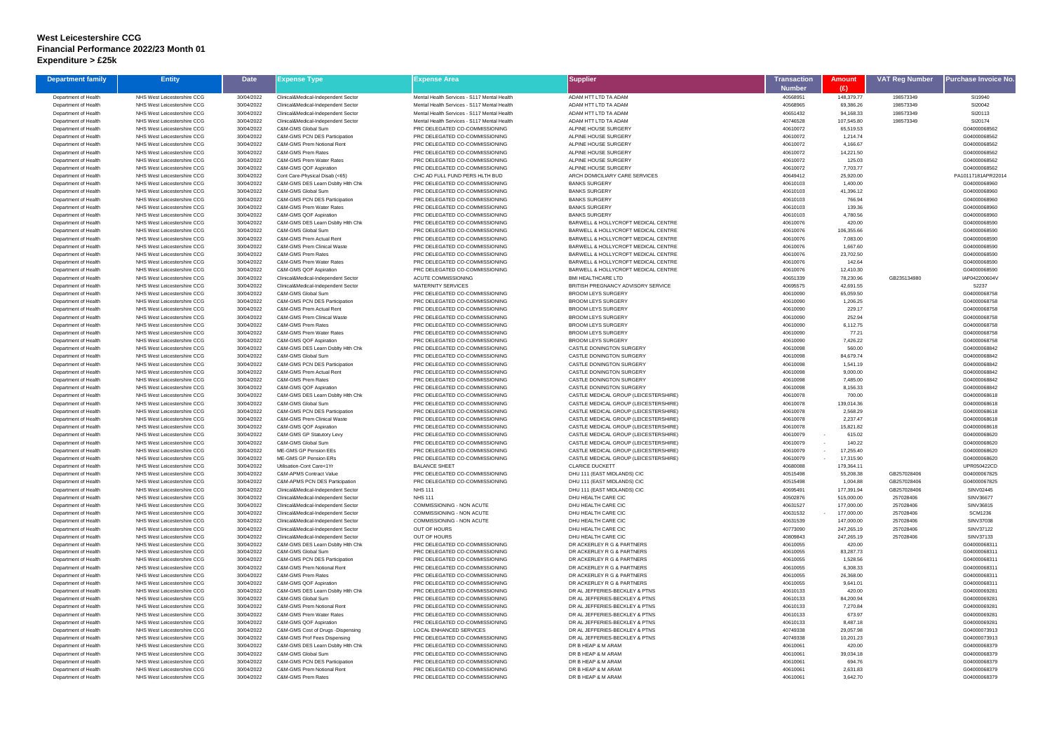**West Leicestershire CCG**
**Financial Performance 2022/23 Month 01**
**Expenditure > £25k**

| Department family | Entity | Date | Expense Type | Expense Area | Supplier | Transaction Number | Amount (£) | VAT Reg Number | Purchase Invoice No. |
|---|---|---|---|---|---|---|---|---|---|
| Department of Health | NHS West Leicestershire CCG | 30/04/2022 | Clinical&Medical-Independent Sector | Mental Health Services - S117 Mental Health | ADAM HTT LTD TA ADAM | 40568951 | 148,379.77 | 198573349 | SI19940 |
| Department of Health | NHS West Leicestershire CCG | 30/04/2022 | Clinical&Medical-Independent Sector | Mental Health Services - S117 Mental Health | ADAM HTT LTD TA ADAM | 40568965 | 69,386.26 | 198573349 | SI20042 |
| Department of Health | NHS West Leicestershire CCG | 30/04/2022 | Clinical&Medical-Independent Sector | Mental Health Services - S117 Mental Health | ADAM HTT LTD TA ADAM | 40651432 | 94,168.33 | 198573349 | SI20113 |
| Department of Health | NHS West Leicestershire CCG | 30/04/2022 | Clinical&Medical-Independent Sector | Mental Health Services - S117 Mental Health | ADAM HTT LTD TA ADAM | 40746528 | 107,545.80 | 198573349 | SI20174 |
| Department of Health | NHS West Leicestershire CCG | 30/04/2022 | C&M-GMS Global Sum | PRC DELEGATED CO-COMMISSIONING | ALPINE HOUSE SURGERY | 40610072 | 65,519.53 | | G04000068562 |
| Department of Health | NHS West Leicestershire CCG | 30/04/2022 | C&M-GMS PCN DES Participation | PRC DELEGATED CO-COMMISSIONING | ALPINE HOUSE SURGERY | 40610072 | 1,214.74 | | G04000068562 |
| Department of Health | NHS West Leicestershire CCG | 30/04/2022 | C&M-GMS Prem Notional Rent | PRC DELEGATED CO-COMMISSIONING | ALPINE HOUSE SURGERY | 40610072 | 4,166.67 | | G04000068562 |
| Department of Health | NHS West Leicestershire CCG | 30/04/2022 | C&M-GMS Prem Rates | PRC DELEGATED CO-COMMISSIONING | ALPINE HOUSE SURGERY | 40610072 | 14,221.50 | | G04000068562 |
| Department of Health | NHS West Leicestershire CCG | 30/04/2022 | C&M-GMS Prem Water Rates | PRC DELEGATED CO-COMMISSIONING | ALPINE HOUSE SURGERY | 40610072 | 125.03 | | G04000068562 |
| Department of Health | NHS West Leicestershire CCG | 30/04/2022 | C&M-GMS QOF Aspiration | PRC DELEGATED CO-COMMISSIONING | ALPINE HOUSE SURGERY | 40610072 | 7,703.77 | | G04000068562 |
| Department of Health | NHS West Leicestershire CCG | 30/04/2022 | Cont Care-Physical Disab (<65) | CHC AD FULL FUND PERS HLTH BUD | ARCH DOMICILIARY CARE SERVICES | 40649412 | 25,920.00 | | PA10117181APR22014 |
| Department of Health | NHS West Leicestershire CCG | 30/04/2022 | C&M-GMS DES Learn Dsblty Hlth Chk | PRC DELEGATED CO-COMMISSIONING | BANKS SURGERY | 40610103 | 1,400.00 | | G04000068960 |
| Department of Health | NHS West Leicestershire CCG | 30/04/2022 | C&M-GMS Global Sum | PRC DELEGATED CO-COMMISSIONING | BANKS SURGERY | 40610103 | 41,396.12 | | G04000068960 |
| Department of Health | NHS West Leicestershire CCG | 30/04/2022 | C&M-GMS PCN DES Participation | PRC DELEGATED CO-COMMISSIONING | BANKS SURGERY | 40610103 | 766.94 | | G04000068960 |
| Department of Health | NHS West Leicestershire CCG | 30/04/2022 | C&M-GMS Prem Water Rates | PRC DELEGATED CO-COMMISSIONING | BANKS SURGERY | 40610103 | 139.36 | | G04000068960 |
| Department of Health | NHS West Leicestershire CCG | 30/04/2022 | C&M-GMS QOF Aspiration | PRC DELEGATED CO-COMMISSIONING | BANKS SURGERY | 40610103 | 4,780.56 | | G04000068960 |
| Department of Health | NHS West Leicestershire CCG | 30/04/2022 | C&M-GMS DES Learn Dsblty Hlth Chk | PRC DELEGATED CO-COMMISSIONING | BARWELL & HOLLYCROFT MEDICAL CENTRE | 40610076 | 420.00 | | G04000068590 |
| Department of Health | NHS West Leicestershire CCG | 30/04/2022 | C&M-GMS Global Sum | PRC DELEGATED CO-COMMISSIONING | BARWELL & HOLLYCROFT MEDICAL CENTRE | 40610076 | 106,355.66 | | G04000068590 |
| Department of Health | NHS West Leicestershire CCG | 30/04/2022 | C&M-GMS Prem Actual Rent | PRC DELEGATED CO-COMMISSIONING | BARWELL & HOLLYCROFT MEDICAL CENTRE | 40610076 | 7,083.00 | | G04000068590 |
| Department of Health | NHS West Leicestershire CCG | 30/04/2022 | C&M-GMS Prem Clinical Waste | PRC DELEGATED CO-COMMISSIONING | BARWELL & HOLLYCROFT MEDICAL CENTRE | 40610076 | 1,667.60 | | G04000068590 |
| Department of Health | NHS West Leicestershire CCG | 30/04/2022 | C&M-GMS Prem Rates | PRC DELEGATED CO-COMMISSIONING | BARWELL & HOLLYCROFT MEDICAL CENTRE | 40610076 | 23,702.50 | | G04000068590 |
| Department of Health | NHS West Leicestershire CCG | 30/04/2022 | C&M-GMS Prem Water Rates | PRC DELEGATED CO-COMMISSIONING | BARWELL & HOLLYCROFT MEDICAL CENTRE | 40610076 | 142.64 | | G04000068590 |
| Department of Health | NHS West Leicestershire CCG | 30/04/2022 | C&M-GMS QOF Aspiration | PRC DELEGATED CO-COMMISSIONING | BARWELL & HOLLYCROFT MEDICAL CENTRE | 40610076 | 12,410.30 | | G04000068590 |
| Department of Health | NHS West Leicestershire CCG | 30/04/2022 | Clinical&Medical-Independent Sector | ACUTE COMMISSIONING | BMI HEALTHCARE LTD | 40651339 | 78,230.96 | GB235134980 | IAP042200604V |
| Department of Health | NHS West Leicestershire CCG | 30/04/2022 | Clinical&Medical-Independent Sector | MATERNITY SERVICES | BRITISH PREGNANCY ADVISORY SERVICE | 40695575 | 42,691.55 | | 52237 |
| Department of Health | NHS West Leicestershire CCG | 30/04/2022 | C&M-GMS Global Sum | PRC DELEGATED CO-COMMISSIONING | BROOM LEYS SURGERY | 40610090 | 65,059.50 | | G04000068758 |
| Department of Health | NHS West Leicestershire CCG | 30/04/2022 | C&M-GMS PCN DES Participation | PRC DELEGATED CO-COMMISSIONING | BROOM LEYS SURGERY | 40610090 | 1,206.25 | | G04000068758 |
| Department of Health | NHS West Leicestershire CCG | 30/04/2022 | C&M-GMS Prem Actual Rent | PRC DELEGATED CO-COMMISSIONING | BROOM LEYS SURGERY | 40610090 | 229.17 | | G04000068758 |
| Department of Health | NHS West Leicestershire CCG | 30/04/2022 | C&M-GMS Prem Clinical Waste | PRC DELEGATED CO-COMMISSIONING | BROOM LEYS SURGERY | 40610090 | 252.94 | | G04000068758 |
| Department of Health | NHS West Leicestershire CCG | 30/04/2022 | C&M-GMS Prem Rates | PRC DELEGATED CO-COMMISSIONING | BROOM LEYS SURGERY | 40610090 | 6,112.75 | | G04000068758 |
| Department of Health | NHS West Leicestershire CCG | 30/04/2022 | C&M-GMS Prem Water Rates | PRC DELEGATED CO-COMMISSIONING | BROOM LEYS SURGERY | 40610090 | 77.21 | | G04000068758 |
| Department of Health | NHS West Leicestershire CCG | 30/04/2022 | C&M-GMS QOF Aspiration | PRC DELEGATED CO-COMMISSIONING | BROOM LEYS SURGERY | 40610090 | 7,426.22 | | G04000068758 |
| Department of Health | NHS West Leicestershire CCG | 30/04/2022 | C&M-GMS DES Learn Dsblty Hlth Chk | PRC DELEGATED CO-COMMISSIONING | CASTLE DONINGTON SURGERY | 40610098 | 560.00 | | G04000068842 |
| Department of Health | NHS West Leicestershire CCG | 30/04/2022 | C&M-GMS Global Sum | PRC DELEGATED CO-COMMISSIONING | CASTLE DONINGTON SURGERY | 40610098 | 84,679.74 | | G04000068842 |
| Department of Health | NHS West Leicestershire CCG | 30/04/2022 | C&M-GMS PCN DES Participation | PRC DELEGATED CO-COMMISSIONING | CASTLE DONINGTON SURGERY | 40610098 | 1,541.19 | | G04000068842 |
| Department of Health | NHS West Leicestershire CCG | 30/04/2022 | C&M-GMS Prem Actual Rent | PRC DELEGATED CO-COMMISSIONING | CASTLE DONINGTON SURGERY | 40610098 | 9,000.00 | | G04000068842 |
| Department of Health | NHS West Leicestershire CCG | 30/04/2022 | C&M-GMS Prem Rates | PRC DELEGATED CO-COMMISSIONING | CASTLE DONINGTON SURGERY | 40610098 | 7,485.00 | | G04000068842 |
| Department of Health | NHS West Leicestershire CCG | 30/04/2022 | C&M-GMS QOF Aspiration | PRC DELEGATED CO-COMMISSIONING | CASTLE DONINGTON SURGERY | 40610098 | 8,156.33 | | G04000068842 |
| Department of Health | NHS West Leicestershire CCG | 30/04/2022 | C&M-GMS DES Learn Dsblty Hlth Chk | PRC DELEGATED CO-COMMISSIONING | CASTLE MEDICAL GROUP (LEICESTERSHIRE) | 40610078 | 700.00 | | G04000068618 |
| Department of Health | NHS West Leicestershire CCG | 30/04/2022 | C&M-GMS Global Sum | PRC DELEGATED CO-COMMISSIONING | CASTLE MEDICAL GROUP (LEICESTERSHIRE) | 40610078 | 139,014.36 | | G04000068618 |
| Department of Health | NHS West Leicestershire CCG | 30/04/2022 | C&M-GMS PCN DES Participation | PRC DELEGATED CO-COMMISSIONING | CASTLE MEDICAL GROUP (LEICESTERSHIRE) | 40610078 | 2,568.29 | | G04000068618 |
| Department of Health | NHS West Leicestershire CCG | 30/04/2022 | C&M-GMS Prem Clinical Waste | PRC DELEGATED CO-COMMISSIONING | CASTLE MEDICAL GROUP (LEICESTERSHIRE) | 40610078 | 2,237.47 | | G04000068618 |
| Department of Health | NHS West Leicestershire CCG | 30/04/2022 | C&M-GMS QOF Aspiration | PRC DELEGATED CO-COMMISSIONING | CASTLE MEDICAL GROUP (LEICESTERSHIRE) | 40610078 | 15,821.82 | | G04000068618 |
| Department of Health | NHS West Leicestershire CCG | 30/04/2022 | C&M-GMS GP Statutory Levy | PRC DELEGATED CO-COMMISSIONING | CASTLE MEDICAL GROUP (LEICESTERSHIRE) | 40610079 | - 615.02 | | G04000068620 |
| Department of Health | NHS West Leicestershire CCG | 30/04/2022 | C&M-GMS Global Sum | PRC DELEGATED CO-COMMISSIONING | CASTLE MEDICAL GROUP (LEICESTERSHIRE) | 40610079 | - 140.22 | | G04000068620 |
| Department of Health | NHS West Leicestershire CCG | 30/04/2022 | ME-GMS GP Pension EEs | PRC DELEGATED CO-COMMISSIONING | CASTLE MEDICAL GROUP (LEICESTERSHIRE) | 40610079 | - 17,255.40 | | G04000068620 |
| Department of Health | NHS West Leicestershire CCG | 30/04/2022 | ME-GMS GP Pension ERs | PRC DELEGATED CO-COMMISSIONING | CASTLE MEDICAL GROUP (LEICESTERSHIRE) | 40610079 | - 17,315.90 | | G04000068620 |
| Department of Health | NHS West Leicestershire CCG | 30/04/2022 | Utilisation-Cont Care<1Yr | BALANCE SHEET | CLARICE DUCKETT | 40680088 | 179,364.11 | | UPR050422CD |
| Department of Health | NHS West Leicestershire CCG | 30/04/2022 | C&M-APMS Contract Value | PRC DELEGATED CO-COMMISSIONING | DHU 111 (EAST MIDLANDS) CIC | 40515498 | 55,208.38 | GB257028406 | G04000067825 |
| Department of Health | NHS West Leicestershire CCG | 30/04/2022 | C&M-APMS PCN DES Participation | PRC DELEGATED CO-COMMISSIONING | DHU 111 (EAST MIDLANDS) CIC | 40515498 | 1,004.88 | GB257028406 | G04000067825 |
| Department of Health | NHS West Leicestershire CCG | 30/04/2022 | Clinical&Medical-Independent Sector | NHS 111 | DHU 111 (EAST MIDLANDS) CIC | 40695491 | 177,391.94 | GB257028406 | SINV02445 |
| Department of Health | NHS West Leicestershire CCG | 30/04/2022 | Clinical&Medical-Independent Sector | NHS 111 | DHU HEALTH CARE CIC | 40502876 | 515,000.00 | 257028406 | SINV36677 |
| Department of Health | NHS West Leicestershire CCG | 30/04/2022 | Clinical&Medical-Independent Sector | COMMISSIONING - NON ACUTE | DHU HEALTH CARE CIC | 40631527 | 177,000.00 | 257028406 | SINV36815 |
| Department of Health | NHS West Leicestershire CCG | 30/04/2022 | Clinical&Medical-Independent Sector | COMMISSIONING - NON ACUTE | DHU HEALTH CARE CIC | 40631532 | - 177,000.00 | 257028406 | SCM1236 |
| Department of Health | NHS West Leicestershire CCG | 30/04/2022 | Clinical&Medical-Independent Sector | COMMISSIONING - NON ACUTE | DHU HEALTH CARE CIC | 40631539 | 147,000.00 | 257028406 | SINV37038 |
| Department of Health | NHS West Leicestershire CCG | 30/04/2022 | Clinical&Medical-Independent Sector | OUT OF HOURS | DHU HEALTH CARE CIC | 40773090 | 247,265.19 | 257028406 | SINV37122 |
| Department of Health | NHS West Leicestershire CCG | 30/04/2022 | Clinical&Medical-Independent Sector | OUT OF HOURS | DHU HEALTH CARE CIC | 40809843 | 247,265.19 | 257028406 | SINV37133 |
| Department of Health | NHS West Leicestershire CCG | 30/04/2022 | C&M-GMS DES Learn Dsblty Hlth Chk | PRC DELEGATED CO-COMMISSIONING | DR ACKERLEY R G & PARTNERS | 40610055 | 420.00 | | G04000068311 |
| Department of Health | NHS West Leicestershire CCG | 30/04/2022 | C&M-GMS Global Sum | PRC DELEGATED CO-COMMISSIONING | DR ACKERLEY R G & PARTNERS | 40610055 | 83,287.73 | | G04000068311 |
| Department of Health | NHS West Leicestershire CCG | 30/04/2022 | C&M-GMS PCN DES Participation | PRC DELEGATED CO-COMMISSIONING | DR ACKERLEY R G & PARTNERS | 40610055 | 1,528.56 | | G04000068311 |
| Department of Health | NHS West Leicestershire CCG | 30/04/2022 | C&M-GMS Prem Notional Rent | PRC DELEGATED CO-COMMISSIONING | DR ACKERLEY R G & PARTNERS | 40610055 | 6,308.33 | | G04000068311 |
| Department of Health | NHS West Leicestershire CCG | 30/04/2022 | C&M-GMS Prem Rates | PRC DELEGATED CO-COMMISSIONING | DR ACKERLEY R G & PARTNERS | 40610055 | 26,368.00 | | G04000068311 |
| Department of Health | NHS West Leicestershire CCG | 30/04/2022 | C&M-GMS QOF Aspiration | PRC DELEGATED CO-COMMISSIONING | DR ACKERLEY R G & PARTNERS | 40610055 | 9,641.01 | | G04000068311 |
| Department of Health | NHS West Leicestershire CCG | 30/04/2022 | C&M-GMS DES Learn Dsblty Hlth Chk | PRC DELEGATED CO-COMMISSIONING | DR AL JEFFERIES-BECKLEY & PTNS | 40610133 | 420.00 | | G04000069281 |
| Department of Health | NHS West Leicestershire CCG | 30/04/2022 | C&M-GMS Global Sum | PRC DELEGATED CO-COMMISSIONING | DR AL JEFFERIES-BECKLEY & PTNS | 40610133 | 84,200.94 | | G04000069281 |
| Department of Health | NHS West Leicestershire CCG | 30/04/2022 | C&M-GMS Prem Notional Rent | PRC DELEGATED CO-COMMISSIONING | DR AL JEFFERIES-BECKLEY & PTNS | 40610133 | 7,270.84 | | G04000069281 |
| Department of Health | NHS West Leicestershire CCG | 30/04/2022 | C&M-GMS Prem Water Rates | PRC DELEGATED CO-COMMISSIONING | DR AL JEFFERIES-BECKLEY & PTNS | 40610133 | 673.97 | | G04000069281 |
| Department of Health | NHS West Leicestershire CCG | 30/04/2022 | C&M-GMS QOF Aspiration | PRC DELEGATED CO-COMMISSIONING | DR AL JEFFERIES-BECKLEY & PTNS | 40610133 | 8,487.18 | | G04000069281 |
| Department of Health | NHS West Leicestershire CCG | 30/04/2022 | C&M-GMS Cost of Drugs -Dispensing | LOCAL ENHANCED SERVICES | DR AL JEFFERIES-BECKLEY & PTNS | 40749338 | 29,057.98 | | G04000073913 |
| Department of Health | NHS West Leicestershire CCG | 30/04/2022 | C&M-GMS Prof Fees Dispensing | PRC DELEGATED CO-COMMISSIONING | DR AL JEFFERIES-BECKLEY & PTNS | 40749338 | 10,201.23 | | G04000073913 |
| Department of Health | NHS West Leicestershire CCG | 30/04/2022 | C&M-GMS DES Learn Dsblty Hlth Chk | PRC DELEGATED CO-COMMISSIONING | DR B HEAP & M ARAM | 40610061 | 420.00 | | G04000068379 |
| Department of Health | NHS West Leicestershire CCG | 30/04/2022 | C&M-GMS Global Sum | PRC DELEGATED CO-COMMISSIONING | DR B HEAP & M ARAM | 40610061 | 39,034.18 | | G04000068379 |
| Department of Health | NHS West Leicestershire CCG | 30/04/2022 | C&M-GMS PCN DES Participation | PRC DELEGATED CO-COMMISSIONING | DR B HEAP & M ARAM | 40610061 | 694.76 | | G04000068379 |
| Department of Health | NHS West Leicestershire CCG | 30/04/2022 | C&M-GMS Prem Notional Rent | PRC DELEGATED CO-COMMISSIONING | DR B HEAP & M ARAM | 40610061 | 2,631.83 | | G04000068379 |
| Department of Health | NHS West Leicestershire CCG | 30/04/2022 | C&M-GMS Prem Rates | PRC DELEGATED CO-COMMISSIONING | DR B HEAP & M ARAM | 40610061 | 3,642.70 | | G04000068379 |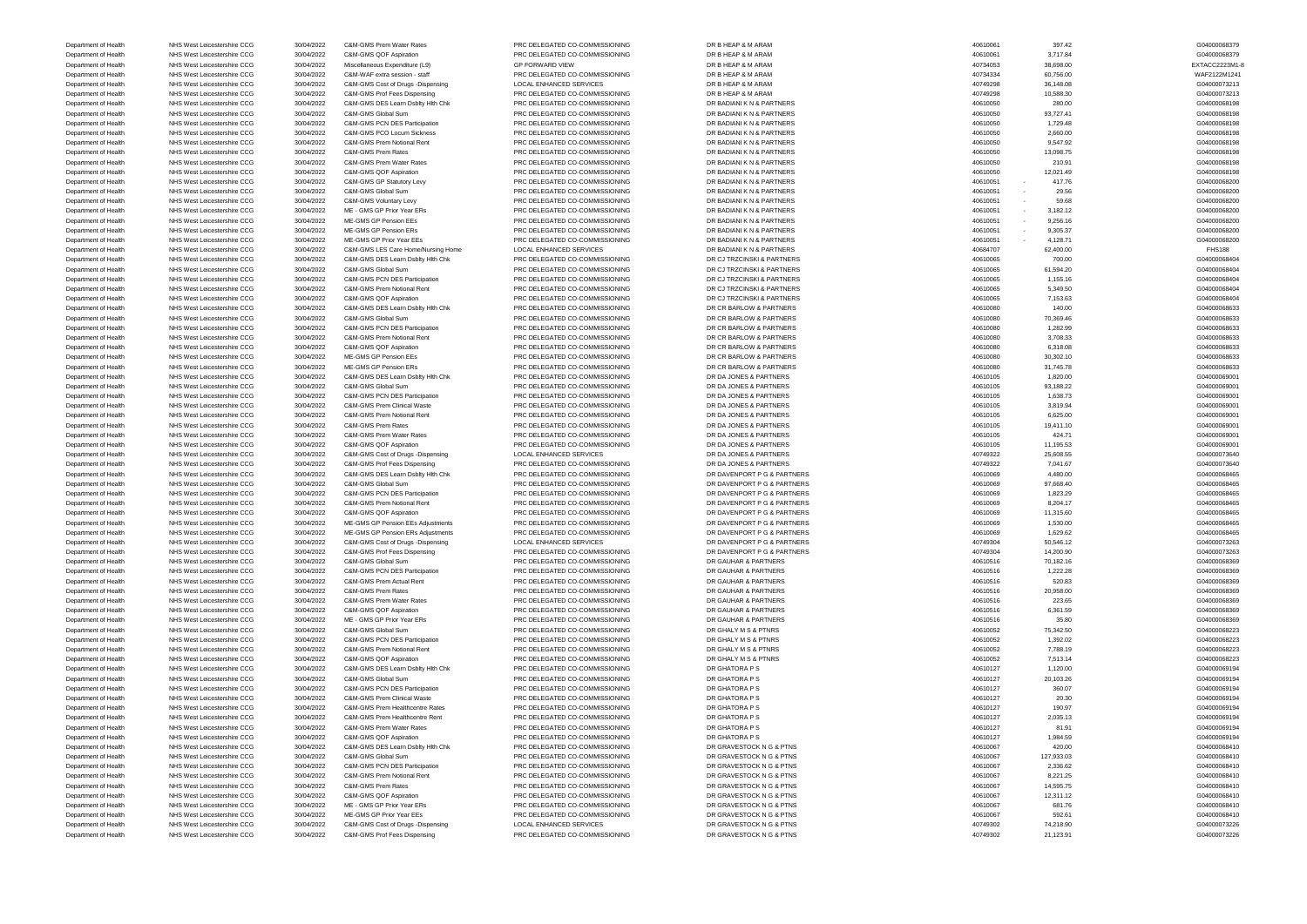| | | | | | | | | |
|---|---|---|---|---|---|---|---|---|
| Department of Health | NHS West Leicestershire CCG | 30/04/2022 | C&M-GMS Prem Water Rates | PRC DELEGATED CO-COMMISSIONING | DR B HEAP & M ARAM | 40610061 | 397.42 | G04000068379 |
| Department of Health | NHS West Leicestershire CCG | 30/04/2022 | C&M-GMS QOF Aspiration | PRC DELEGATED CO-COMMISSIONING | DR B HEAP & M ARAM | 40610061 | 3,717.84 | G04000068379 |
| Department of Health | NHS West Leicestershire CCG | 30/04/2022 | Miscellaneous Expenditure (L9) | GP FORWARD VIEW | DR B HEAP & M ARAM | 40734053 | 38,698.00 | EXTACC2223M1-8 |
| Department of Health | NHS West Leicestershire CCG | 30/04/2022 | C&M-WAF extra session - staff | PRC DELEGATED CO-COMMISSIONING | DR B HEAP & M ARAM | 40734334 | 60,756.00 | WAF2122M1241 |
| Department of Health | NHS West Leicestershire CCG | 30/04/2022 | C&M-GMS Cost of Drugs -Dispensing | LOCAL ENHANCED SERVICES | DR B HEAP & M ARAM | 40749298 | 36,148.08 | G04000073213 |
| Department of Health | NHS West Leicestershire CCG | 30/04/2022 | C&M-GMS Prof Fees Dispensing | PRC DELEGATED CO-COMMISSIONING | DR B HEAP & M ARAM | 40749298 | 10,588.30 | G04000073213 |
| Department of Health | NHS West Leicestershire CCG | 30/04/2022 | C&M-GMS DES Learn Dsblty Hlth Chk | PRC DELEGATED CO-COMMISSIONING | DR BADIANI K N & PARTNERS | 40610050 | 280.00 | G04000068198 |
| Department of Health | NHS West Leicestershire CCG | 30/04/2022 | C&M-GMS Global Sum | PRC DELEGATED CO-COMMISSIONING | DR BADIANI K N & PARTNERS | 40610050 | 93,727.41 | G04000068198 |
| Department of Health | NHS West Leicestershire CCG | 30/04/2022 | C&M-GMS PCN DES Participation | PRC DELEGATED CO-COMMISSIONING | DR BADIANI K N & PARTNERS | 40610050 | 1,729.48 | G04000068198 |
| Department of Health | NHS West Leicestershire CCG | 30/04/2022 | C&M-GMS PCO Locum Sickness | PRC DELEGATED CO-COMMISSIONING | DR BADIANI K N & PARTNERS | 40610050 | 2,660.00 | G04000068198 |
| Department of Health | NHS West Leicestershire CCG | 30/04/2022 | C&M-GMS Prem Notional Rent | PRC DELEGATED CO-COMMISSIONING | DR BADIANI K N & PARTNERS | 40610050 | 9,547.92 | G04000068198 |
| Department of Health | NHS West Leicestershire CCG | 30/04/2022 | C&M-GMS Prem Rates | PRC DELEGATED CO-COMMISSIONING | DR BADIANI K N & PARTNERS | 40610050 | 13,098.75 | G04000068198 |
| Department of Health | NHS West Leicestershire CCG | 30/04/2022 | C&M-GMS Prem Water Rates | PRC DELEGATED CO-COMMISSIONING | DR BADIANI K N & PARTNERS | 40610050 | 210.91 | G04000068198 |
| Department of Health | NHS West Leicestershire CCG | 30/04/2022 | C&M-GMS QOF Aspiration | PRC DELEGATED CO-COMMISSIONING | DR BADIANI K N & PARTNERS | 40610050 | 12,021.49 | G04000068198 |
| Department of Health | NHS West Leicestershire CCG | 30/04/2022 | C&M-GMS GP Statutory Levy | PRC DELEGATED CO-COMMISSIONING | DR BADIANI K N & PARTNERS | 40610051 | - 417.76 | G04000068200 |
| Department of Health | NHS West Leicestershire CCG | 30/04/2022 | C&M-GMS Global Sum | PRC DELEGATED CO-COMMISSIONING | DR BADIANI K N & PARTNERS | 40610051 | - 29.56 | G04000068200 |
| Department of Health | NHS West Leicestershire CCG | 30/04/2022 | C&M-GMS Voluntary Levy | PRC DELEGATED CO-COMMISSIONING | DR BADIANI K N & PARTNERS | 40610051 | - 59.68 | G04000068200 |
| Department of Health | NHS West Leicestershire CCG | 30/04/2022 | ME - GMS GP Prior Year ERs | PRC DELEGATED CO-COMMISSIONING | DR BADIANI K N & PARTNERS | 40610051 | - 3,182.12 | G04000068200 |
| Department of Health | NHS West Leicestershire CCG | 30/04/2022 | ME-GMS GP Pension EEs | PRC DELEGATED CO-COMMISSIONING | DR BADIANI K N & PARTNERS | 40610051 | - 9,256.16 | G04000068200 |
| Department of Health | NHS West Leicestershire CCG | 30/04/2022 | ME-GMS GP Pension ERs | PRC DELEGATED CO-COMMISSIONING | DR BADIANI K N & PARTNERS | 40610051 | - 9,305.37 | G04000068200 |
| Department of Health | NHS West Leicestershire CCG | 30/04/2022 | ME-GMS GP Prior Year EEs | PRC DELEGATED CO-COMMISSIONING | DR BADIANI K N & PARTNERS | 40610051 | - 4,128.71 | G04000068200 |
| Department of Health | NHS West Leicestershire CCG | 30/04/2022 | C&M-GMS LES Care Home/Nursing Home | LOCAL ENHANCED SERVICES | DR BADIANI K N & PARTNERS | 40684707 | 62,400.00 | FHS188 |
| Department of Health | NHS West Leicestershire CCG | 30/04/2022 | C&M-GMS DES Learn Dsblty Hlth Chk | PRC DELEGATED CO-COMMISSIONING | DR CJ TRZCINSKI & PARTNERS | 40610065 | 700.00 | G04000068404 |
| Department of Health | NHS West Leicestershire CCG | 30/04/2022 | C&M-GMS Global Sum | PRC DELEGATED CO-COMMISSIONING | DR CJ TRZCINSKI & PARTNERS | 40610065 | 61,594.20 | G04000068404 |
| Department of Health | NHS West Leicestershire CCG | 30/04/2022 | C&M-GMS PCN DES Participation | PRC DELEGATED CO-COMMISSIONING | DR CJ TRZCINSKI & PARTNERS | 40610065 | 1,155.16 | G04000068404 |
| Department of Health | NHS West Leicestershire CCG | 30/04/2022 | C&M-GMS Prem Notional Rent | PRC DELEGATED CO-COMMISSIONING | DR CJ TRZCINSKI & PARTNERS | 40610065 | 5,349.50 | G04000068404 |
| Department of Health | NHS West Leicestershire CCG | 30/04/2022 | C&M-GMS QOF Aspiration | PRC DELEGATED CO-COMMISSIONING | DR CJ TRZCINSKI & PARTNERS | 40610065 | 7,153.63 | G04000068404 |
| Department of Health | NHS West Leicestershire CCG | 30/04/2022 | C&M-GMS DES Learn Dsblty Hlth Chk | PRC DELEGATED CO-COMMISSIONING | DR CR BARLOW & PARTNERS | 40610080 | 140.00 | G04000068633 |
| Department of Health | NHS West Leicestershire CCG | 30/04/2022 | C&M-GMS Global Sum | PRC DELEGATED CO-COMMISSIONING | DR CR BARLOW & PARTNERS | 40610080 | 70,369.46 | G04000068633 |
| Department of Health | NHS West Leicestershire CCG | 30/04/2022 | C&M-GMS PCN DES Participation | PRC DELEGATED CO-COMMISSIONING | DR CR BARLOW & PARTNERS | 40610080 | 1,282.99 | G04000068633 |
| Department of Health | NHS West Leicestershire CCG | 30/04/2022 | C&M-GMS Prem Notional Rent | PRC DELEGATED CO-COMMISSIONING | DR CR BARLOW & PARTNERS | 40610080 | 3,708.33 | G04000068633 |
| Department of Health | NHS West Leicestershire CCG | 30/04/2022 | C&M-GMS QOF Aspiration | PRC DELEGATED CO-COMMISSIONING | DR CR BARLOW & PARTNERS | 40610080 | 6,318.08 | G04000068633 |
| Department of Health | NHS West Leicestershire CCG | 30/04/2022 | ME-GMS GP Pension EEs | PRC DELEGATED CO-COMMISSIONING | DR CR BARLOW & PARTNERS | 40610080 | 30,302.10 | G04000068633 |
| Department of Health | NHS West Leicestershire CCG | 30/04/2022 | ME-GMS GP Pension ERs | PRC DELEGATED CO-COMMISSIONING | DR CR BARLOW & PARTNERS | 40610080 | 31,745.78 | G04000068633 |
| Department of Health | NHS West Leicestershire CCG | 30/04/2022 | C&M-GMS DES Learn Dsblty Hlth Chk | PRC DELEGATED CO-COMMISSIONING | DR DA JONES & PARTNERS | 40610105 | 1,820.00 | G04000069001 |
| Department of Health | NHS West Leicestershire CCG | 30/04/2022 | C&M-GMS Global Sum | PRC DELEGATED CO-COMMISSIONING | DR DA JONES & PARTNERS | 40610105 | 93,188.22 | G04000069001 |
| Department of Health | NHS West Leicestershire CCG | 30/04/2022 | C&M-GMS PCN DES Participation | PRC DELEGATED CO-COMMISSIONING | DR DA JONES & PARTNERS | 40610105 | 1,638.73 | G04000069001 |
| Department of Health | NHS West Leicestershire CCG | 30/04/2022 | C&M-GMS Prem Clinical Waste | PRC DELEGATED CO-COMMISSIONING | DR DA JONES & PARTNERS | 40610105 | 3,819.94 | G04000069001 |
| Department of Health | NHS West Leicestershire CCG | 30/04/2022 | C&M-GMS Prem Notional Rent | PRC DELEGATED CO-COMMISSIONING | DR DA JONES & PARTNERS | 40610105 | 6,625.00 | G04000069001 |
| Department of Health | NHS West Leicestershire CCG | 30/04/2022 | C&M-GMS Prem Rates | PRC DELEGATED CO-COMMISSIONING | DR DA JONES & PARTNERS | 40610105 | 19,411.10 | G04000069001 |
| Department of Health | NHS West Leicestershire CCG | 30/04/2022 | C&M-GMS Prem Water Rates | PRC DELEGATED CO-COMMISSIONING | DR DA JONES & PARTNERS | 40610105 | 424.71 | G04000069001 |
| Department of Health | NHS West Leicestershire CCG | 30/04/2022 | C&M-GMS QOF Aspiration | PRC DELEGATED CO-COMMISSIONING | DR DA JONES & PARTNERS | 40610105 | 11,195.53 | G04000069001 |
| Department of Health | NHS West Leicestershire CCG | 30/04/2022 | C&M-GMS Cost of Drugs -Dispensing | LOCAL ENHANCED SERVICES | DR DA JONES & PARTNERS | 40749322 | 25,608.55 | G04000073640 |
| Department of Health | NHS West Leicestershire CCG | 30/04/2022 | C&M-GMS Prof Fees Dispensing | PRC DELEGATED CO-COMMISSIONING | DR DA JONES & PARTNERS | 40749322 | 7,041.67 | G04000073640 |
| Department of Health | NHS West Leicestershire CCG | 30/04/2022 | C&M-GMS DES Learn Dsblty Hlth Chk | PRC DELEGATED CO-COMMISSIONING | DR DAVENPORT P G & PARTNERS | 40610069 | 4,480.00 | G04000068465 |
| Department of Health | NHS West Leicestershire CCG | 30/04/2022 | C&M-GMS Global Sum | PRC DELEGATED CO-COMMISSIONING | DR DAVENPORT P G & PARTNERS | 40610069 | 97,668.40 | G04000068465 |
| Department of Health | NHS West Leicestershire CCG | 30/04/2022 | C&M-GMS PCN DES Participation | PRC DELEGATED CO-COMMISSIONING | DR DAVENPORT P G & PARTNERS | 40610069 | 1,823.29 | G04000068465 |
| Department of Health | NHS West Leicestershire CCG | 30/04/2022 | C&M-GMS Prem Notional Rent | PRC DELEGATED CO-COMMISSIONING | DR DAVENPORT P G & PARTNERS | 40610069 | 8,204.17 | G04000068465 |
| Department of Health | NHS West Leicestershire CCG | 30/04/2022 | C&M-GMS QOF Aspiration | PRC DELEGATED CO-COMMISSIONING | DR DAVENPORT P G & PARTNERS | 40610069 | 11,315.60 | G04000068465 |
| Department of Health | NHS West Leicestershire CCG | 30/04/2022 | ME-GMS GP Pension EEs Adjustments | PRC DELEGATED CO-COMMISSIONING | DR DAVENPORT P G & PARTNERS | 40610069 | 1,530.00 | G04000068465 |
| Department of Health | NHS West Leicestershire CCG | 30/04/2022 | ME-GMS GP Pension ERs Adjustments | PRC DELEGATED CO-COMMISSIONING | DR DAVENPORT P G & PARTNERS | 40610069 | 1,629.62 | G04000068465 |
| Department of Health | NHS West Leicestershire CCG | 30/04/2022 | C&M-GMS Cost of Drugs -Dispensing | LOCAL ENHANCED SERVICES | DR DAVENPORT P G & PARTNERS | 40749304 | 50,546.12 | G04000073263 |
| Department of Health | NHS West Leicestershire CCG | 30/04/2022 | C&M-GMS Prof Fees Dispensing | PRC DELEGATED CO-COMMISSIONING | DR DAVENPORT P G & PARTNERS | 40749304 | 14,200.90 | G04000073263 |
| Department of Health | NHS West Leicestershire CCG | 30/04/2022 | C&M-GMS Global Sum | PRC DELEGATED CO-COMMISSIONING | DR GAUHAR & PARTNERS | 40610516 | 70,182.16 | G04000068369 |
| Department of Health | NHS West Leicestershire CCG | 30/04/2022 | C&M-GMS PCN DES Participation | PRC DELEGATED CO-COMMISSIONING | DR GAUHAR & PARTNERS | 40610516 | 1,222.28 | G04000068369 |
| Department of Health | NHS West Leicestershire CCG | 30/04/2022 | C&M-GMS Prem Actual Rent | PRC DELEGATED CO-COMMISSIONING | DR GAUHAR & PARTNERS | 40610516 | 520.83 | G04000068369 |
| Department of Health | NHS West Leicestershire CCG | 30/04/2022 | C&M-GMS Prem Rates | PRC DELEGATED CO-COMMISSIONING | DR GAUHAR & PARTNERS | 40610516 | 20,958.00 | G04000068369 |
| Department of Health | NHS West Leicestershire CCG | 30/04/2022 | C&M-GMS Prem Water Rates | PRC DELEGATED CO-COMMISSIONING | DR GAUHAR & PARTNERS | 40610516 | 223.65 | G04000068369 |
| Department of Health | NHS West Leicestershire CCG | 30/04/2022 | C&M-GMS QOF Aspiration | PRC DELEGATED CO-COMMISSIONING | DR GAUHAR & PARTNERS | 40610516 | 6,361.59 | G04000068369 |
| Department of Health | NHS West Leicestershire CCG | 30/04/2022 | ME - GMS GP Prior Year ERs | PRC DELEGATED CO-COMMISSIONING | DR GAUHAR & PARTNERS | 40610516 | 35.80 | G04000068369 |
| Department of Health | NHS West Leicestershire CCG | 30/04/2022 | C&M-GMS Global Sum | PRC DELEGATED CO-COMMISSIONING | DR GHALY M S & PTNRS | 40610052 | 75,342.50 | G04000068223 |
| Department of Health | NHS West Leicestershire CCG | 30/04/2022 | C&M-GMS PCN DES Participation | PRC DELEGATED CO-COMMISSIONING | DR GHALY M S & PTNRS | 40610052 | 1,392.02 | G04000068223 |
| Department of Health | NHS West Leicestershire CCG | 30/04/2022 | C&M-GMS Prem Notional Rent | PRC DELEGATED CO-COMMISSIONING | DR GHALY M S & PTNRS | 40610052 | 7,788.19 | G04000068223 |
| Department of Health | NHS West Leicestershire CCG | 30/04/2022 | C&M-GMS QOF Aspiration | PRC DELEGATED CO-COMMISSIONING | DR GHALY M S & PTNRS | 40610052 | 7,513.14 | G04000068223 |
| Department of Health | NHS West Leicestershire CCG | 30/04/2022 | C&M-GMS DES Learn Dsblty Hlth Chk | PRC DELEGATED CO-COMMISSIONING | DR GHATORA P S | 40610127 | 1,120.00 | G04000069194 |
| Department of Health | NHS West Leicestershire CCG | 30/04/2022 | C&M-GMS Global Sum | PRC DELEGATED CO-COMMISSIONING | DR GHATORA P S | 40610127 | 20,103.26 | G04000069194 |
| Department of Health | NHS West Leicestershire CCG | 30/04/2022 | C&M-GMS PCN DES Participation | PRC DELEGATED CO-COMMISSIONING | DR GHATORA P S | 40610127 | 360.07 | G04000069194 |
| Department of Health | NHS West Leicestershire CCG | 30/04/2022 | C&M-GMS Prem Clinical Waste | PRC DELEGATED CO-COMMISSIONING | DR GHATORA P S | 40610127 | 20.30 | G04000069194 |
| Department of Health | NHS West Leicestershire CCG | 30/04/2022 | C&M-GMS Prem Healthcentre Rates | PRC DELEGATED CO-COMMISSIONING | DR GHATORA P S | 40610127 | 190.97 | G04000069194 |
| Department of Health | NHS West Leicestershire CCG | 30/04/2022 | C&M-GMS Prem Healthcentre Rent | PRC DELEGATED CO-COMMISSIONING | DR GHATORA P S | 40610127 | 2,035.13 | G04000069194 |
| Department of Health | NHS West Leicestershire CCG | 30/04/2022 | C&M-GMS Prem Water Rates | PRC DELEGATED CO-COMMISSIONING | DR GHATORA P S | 40610127 | 81.91 | G04000069194 |
| Department of Health | NHS West Leicestershire CCG | 30/04/2022 | C&M-GMS QOF Aspiration | PRC DELEGATED CO-COMMISSIONING | DR GHATORA P S | 40610127 | 1,984.59 | G04000069194 |
| Department of Health | NHS West Leicestershire CCG | 30/04/2022 | C&M-GMS DES Learn Dsblty Hlth Chk | PRC DELEGATED CO-COMMISSIONING | DR GRAVESTOCK N G & PTNS | 40610067 | 420.00 | G04000068410 |
| Department of Health | NHS West Leicestershire CCG | 30/04/2022 | C&M-GMS Global Sum | PRC DELEGATED CO-COMMISSIONING | DR GRAVESTOCK N G & PTNS | 40610067 | 127,933.03 | G04000068410 |
| Department of Health | NHS West Leicestershire CCG | 30/04/2022 | C&M-GMS PCN DES Participation | PRC DELEGATED CO-COMMISSIONING | DR GRAVESTOCK N G & PTNS | 40610067 | 2,336.62 | G04000068410 |
| Department of Health | NHS West Leicestershire CCG | 30/04/2022 | C&M-GMS Prem Notional Rent | PRC DELEGATED CO-COMMISSIONING | DR GRAVESTOCK N G & PTNS | 40610067 | 8,221.25 | G04000068410 |
| Department of Health | NHS West Leicestershire CCG | 30/04/2022 | C&M-GMS Prem Rates | PRC DELEGATED CO-COMMISSIONING | DR GRAVESTOCK N G & PTNS | 40610067 | 14,595.75 | G04000068410 |
| Department of Health | NHS West Leicestershire CCG | 30/04/2022 | C&M-GMS QOF Aspiration | PRC DELEGATED CO-COMMISSIONING | DR GRAVESTOCK N G & PTNS | 40610067 | 12,311.12 | G04000068410 |
| Department of Health | NHS West Leicestershire CCG | 30/04/2022 | ME - GMS GP Prior Year ERs | PRC DELEGATED CO-COMMISSIONING | DR GRAVESTOCK N G & PTNS | 40610067 | 681.76 | G04000068410 |
| Department of Health | NHS West Leicestershire CCG | 30/04/2022 | ME-GMS GP Prior Year EEs | PRC DELEGATED CO-COMMISSIONING | DR GRAVESTOCK N G & PTNS | 40610067 | 592.61 | G04000068410 |
| Department of Health | NHS West Leicestershire CCG | 30/04/2022 | C&M-GMS Cost of Drugs -Dispensing | LOCAL ENHANCED SERVICES | DR GRAVESTOCK N G & PTNS | 40749302 | 74,218.90 | G04000073226 |
| Department of Health | NHS West Leicestershire CCG | 30/04/2022 | C&M-GMS Prof Fees Dispensing | PRC DELEGATED CO-COMMISSIONING | DR GRAVESTOCK N G & PTNS | 40749302 | 21,123.91 | G04000073226 |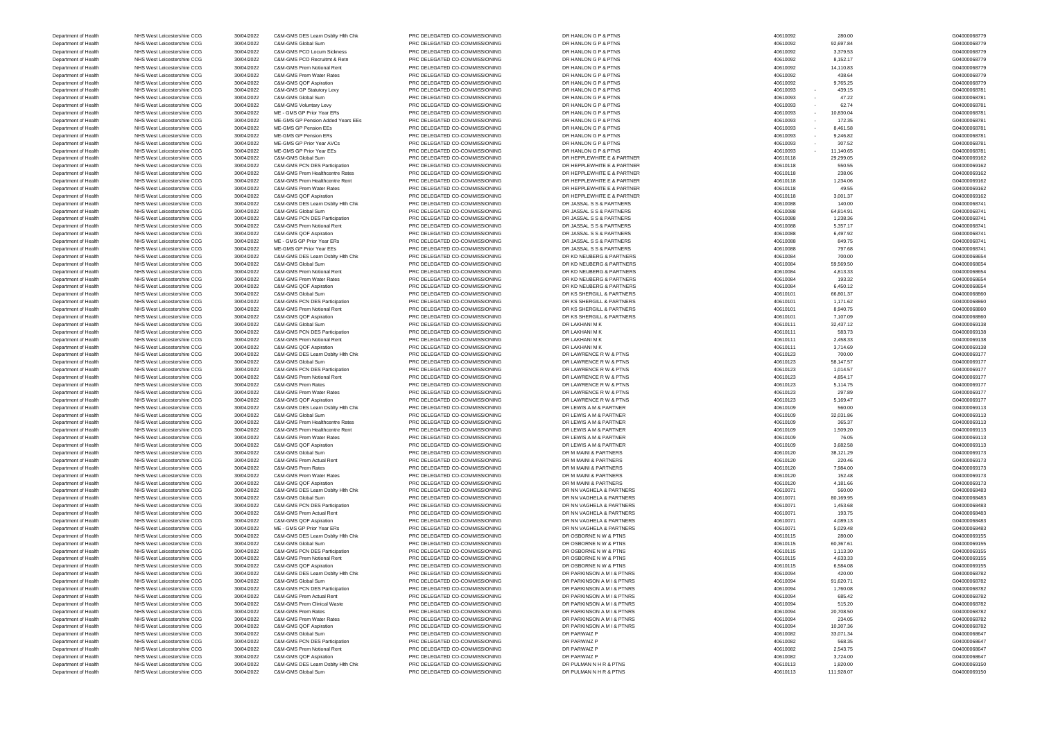| | | | | | | | | |
|---|---|---|---|---|---|---|---|---|
| Department of Health | NHS West Leicestershire CCG | 30/04/2022 | C&M-GMS DES Learn Dsblty Hlth Chk | PRC DELEGATED CO-COMMISSIONING | DR HANLON G P & PTNS | 40610092 | 280.00 | G04000068779 |
| Department of Health | NHS West Leicestershire CCG | 30/04/2022 | C&M-GMS Global Sum | PRC DELEGATED CO-COMMISSIONING | DR HANLON G P & PTNS | 40610092 | 92,697.84 | G04000068779 |
| Department of Health | NHS West Leicestershire CCG | 30/04/2022 | C&M-GMS PCO Locum Sickness | PRC DELEGATED CO-COMMISSIONING | DR HANLON G P & PTNS | 40610092 | 3,379.53 | G04000068779 |
| Department of Health | NHS West Leicestershire CCG | 30/04/2022 | C&M-GMS PCO Recruitmt & Retn | PRC DELEGATED CO-COMMISSIONING | DR HANLON G P & PTNS | 40610092 | 8,152.17 | G04000068779 |
| Department of Health | NHS West Leicestershire CCG | 30/04/2022 | C&M-GMS Prem Notional Rent | PRC DELEGATED CO-COMMISSIONING | DR HANLON G P & PTNS | 40610092 | 14,110.83 | G04000068779 |
| Department of Health | NHS West Leicestershire CCG | 30/04/2022 | C&M-GMS Prem Water Rates | PRC DELEGATED CO-COMMISSIONING | DR HANLON G P & PTNS | 40610092 | 438.64 | G04000068779 |
| Department of Health | NHS West Leicestershire CCG | 30/04/2022 | C&M-GMS QOF Aspiration | PRC DELEGATED CO-COMMISSIONING | DR HANLON G P & PTNS | 40610092 | 9,765.25 | G04000068779 |
| Department of Health | NHS West Leicestershire CCG | 30/04/2022 | C&M-GMS GP Statutory Levy | PRC DELEGATED CO-COMMISSIONING | DR HANLON G P & PTNS | 40610093 | - 439.15 | G04000068781 |
| Department of Health | NHS West Leicestershire CCG | 30/04/2022 | C&M-GMS Global Sum | PRC DELEGATED CO-COMMISSIONING | DR HANLON G P & PTNS | 40610093 | - 47.22 | G04000068781 |
| Department of Health | NHS West Leicestershire CCG | 30/04/2022 | C&M-GMS Voluntary Levy | PRC DELEGATED CO-COMMISSIONING | DR HANLON G P & PTNS | 40610093 | - 62.74 | G04000068781 |
| Department of Health | NHS West Leicestershire CCG | 30/04/2022 | ME - GMS GP Prior Year ERs | PRC DELEGATED CO-COMMISSIONING | DR HANLON G P & PTNS | 40610093 | - 10,830.04 | G04000068781 |
| Department of Health | NHS West Leicestershire CCG | 30/04/2022 | ME-GMS GP Pension Added Years EEs | PRC DELEGATED CO-COMMISSIONING | DR HANLON G P & PTNS | 40610093 | - 172.35 | G04000068781 |
| Department of Health | NHS West Leicestershire CCG | 30/04/2022 | ME-GMS GP Pension EEs | PRC DELEGATED CO-COMMISSIONING | DR HANLON G P & PTNS | 40610093 | - 8,461.58 | G04000068781 |
| Department of Health | NHS West Leicestershire CCG | 30/04/2022 | ME-GMS GP Pension ERs | PRC DELEGATED CO-COMMISSIONING | DR HANLON G P & PTNS | 40610093 | - 9,246.82 | G04000068781 |
| Department of Health | NHS West Leicestershire CCG | 30/04/2022 | ME-GMS GP Prior Year AVCs | PRC DELEGATED CO-COMMISSIONING | DR HANLON G P & PTNS | 40610093 | - 307.52 | G04000068781 |
| Department of Health | NHS West Leicestershire CCG | 30/04/2022 | ME-GMS GP Prior Year EEs | PRC DELEGATED CO-COMMISSIONING | DR HANLON G P & PTNS | 40610093 | - 11,140.65 | G04000068781 |
| Department of Health | NHS West Leicestershire CCG | 30/04/2022 | C&M-GMS Global Sum | PRC DELEGATED CO-COMMISSIONING | DR HEPPLEWHITE E & PARTNER | 40610118 | 29,299.05 | G04000069162 |
| Department of Health | NHS West Leicestershire CCG | 30/04/2022 | C&M-GMS PCN DES Participation | PRC DELEGATED CO-COMMISSIONING | DR HEPPLEWHITE E & PARTNER | 40610118 | 550.55 | G04000069162 |
| Department of Health | NHS West Leicestershire CCG | 30/04/2022 | C&M-GMS Prem Healthcentre Rates | PRC DELEGATED CO-COMMISSIONING | DR HEPPLEWHITE E & PARTNER | 40610118 | 238.06 | G04000069162 |
| Department of Health | NHS West Leicestershire CCG | 30/04/2022 | C&M-GMS Prem Healthcentre Rent | PRC DELEGATED CO-COMMISSIONING | DR HEPPLEWHITE E & PARTNER | 40610118 | 1,234.06 | G04000069162 |
| Department of Health | NHS West Leicestershire CCG | 30/04/2022 | C&M-GMS Prem Water Rates | PRC DELEGATED CO-COMMISSIONING | DR HEPPLEWHITE E & PARTNER | 40610118 | 49.55 | G04000069162 |
| Department of Health | NHS West Leicestershire CCG | 30/04/2022 | C&M-GMS QOF Aspiration | PRC DELEGATED CO-COMMISSIONING | DR HEPPLEWHITE E & PARTNER | 40610118 | 3,001.37 | G04000069162 |
| Department of Health | NHS West Leicestershire CCG | 30/04/2022 | C&M-GMS DES Learn Dsblty Hlth Chk | PRC DELEGATED CO-COMMISSIONING | DR JASSAL S S & PARTNERS | 40610088 | 140.00 | G04000068741 |
| Department of Health | NHS West Leicestershire CCG | 30/04/2022 | C&M-GMS Global Sum | PRC DELEGATED CO-COMMISSIONING | DR JASSAL S S & PARTNERS | 40610088 | 64,814.91 | G04000068741 |
| Department of Health | NHS West Leicestershire CCG | 30/04/2022 | C&M-GMS PCN DES Participation | PRC DELEGATED CO-COMMISSIONING | DR JASSAL S S & PARTNERS | 40610088 | 1,238.36 | G04000068741 |
| Department of Health | NHS West Leicestershire CCG | 30/04/2022 | C&M-GMS Prem Notional Rent | PRC DELEGATED CO-COMMISSIONING | DR JASSAL S S & PARTNERS | 40610088 | 5,357.17 | G04000068741 |
| Department of Health | NHS West Leicestershire CCG | 30/04/2022 | C&M-GMS QOF Aspiration | PRC DELEGATED CO-COMMISSIONING | DR JASSAL S S & PARTNERS | 40610088 | 6,497.92 | G04000068741 |
| Department of Health | NHS West Leicestershire CCG | 30/04/2022 | ME - GMS GP Prior Year ERs | PRC DELEGATED CO-COMMISSIONING | DR JASSAL S S & PARTNERS | 40610088 | 849.75 | G04000068741 |
| Department of Health | NHS West Leicestershire CCG | 30/04/2022 | ME-GMS GP Prior Year EEs | PRC DELEGATED CO-COMMISSIONING | DR JASSAL S S & PARTNERS | 40610088 | 797.68 | G04000068741 |
| Department of Health | NHS West Leicestershire CCG | 30/04/2022 | C&M-GMS DES Learn Dsblty Hlth Chk | PRC DELEGATED CO-COMMISSIONING | DR KD NEUBERG & PARTNERS | 40610084 | 700.00 | G04000068654 |
| Department of Health | NHS West Leicestershire CCG | 30/04/2022 | C&M-GMS Global Sum | PRC DELEGATED CO-COMMISSIONING | DR KD NEUBERG & PARTNERS | 40610084 | 59,569.50 | G04000068654 |
| Department of Health | NHS West Leicestershire CCG | 30/04/2022 | C&M-GMS Prem Notional Rent | PRC DELEGATED CO-COMMISSIONING | DR KD NEUBERG & PARTNERS | 40610084 | 4,813.33 | G04000068654 |
| Department of Health | NHS West Leicestershire CCG | 30/04/2022 | C&M-GMS Prem Water Rates | PRC DELEGATED CO-COMMISSIONING | DR KD NEUBERG & PARTNERS | 40610084 | 193.32 | G04000068654 |
| Department of Health | NHS West Leicestershire CCG | 30/04/2022 | C&M-GMS QOF Aspiration | PRC DELEGATED CO-COMMISSIONING | DR KD NEUBERG & PARTNERS | 40610084 | 6,450.12 | G04000068654 |
| Department of Health | NHS West Leicestershire CCG | 30/04/2022 | C&M-GMS Global Sum | PRC DELEGATED CO-COMMISSIONING | DR KS SHERGILL & PARTNERS | 40610101 | 66,801.37 | G04000068860 |
| Department of Health | NHS West Leicestershire CCG | 30/04/2022 | C&M-GMS PCN DES Participation | PRC DELEGATED CO-COMMISSIONING | DR KS SHERGILL & PARTNERS | 40610101 | 1,171.62 | G04000068860 |
| Department of Health | NHS West Leicestershire CCG | 30/04/2022 | C&M-GMS Prem Notional Rent | PRC DELEGATED CO-COMMISSIONING | DR KS SHERGILL & PARTNERS | 40610101 | 8,940.75 | G04000068860 |
| Department of Health | NHS West Leicestershire CCG | 30/04/2022 | C&M-GMS QOF Aspiration | PRC DELEGATED CO-COMMISSIONING | DR KS SHERGILL & PARTNERS | 40610101 | 7,107.09 | G04000068860 |
| Department of Health | NHS West Leicestershire CCG | 30/04/2022 | C&M-GMS Global Sum | PRC DELEGATED CO-COMMISSIONING | DR LAKHANI M K | 40610111 | 32,437.12 | G04000069138 |
| Department of Health | NHS West Leicestershire CCG | 30/04/2022 | C&M-GMS PCN DES Participation | PRC DELEGATED CO-COMMISSIONING | DR LAKHANI M K | 40610111 | 583.73 | G04000069138 |
| Department of Health | NHS West Leicestershire CCG | 30/04/2022 | C&M-GMS Prem Notional Rent | PRC DELEGATED CO-COMMISSIONING | DR LAKHANI M K | 40610111 | 2,458.33 | G04000069138 |
| Department of Health | NHS West Leicestershire CCG | 30/04/2022 | C&M-GMS QOF Aspiration | PRC DELEGATED CO-COMMISSIONING | DR LAKHANI M K | 40610111 | 3,714.69 | G04000069138 |
| Department of Health | NHS West Leicestershire CCG | 30/04/2022 | C&M-GMS DES Learn Dsblty Hlth Chk | PRC DELEGATED CO-COMMISSIONING | DR LAWRENCE R W & PTNS | 40610123 | 700.00 | G04000069177 |
| Department of Health | NHS West Leicestershire CCG | 30/04/2022 | C&M-GMS Global Sum | PRC DELEGATED CO-COMMISSIONING | DR LAWRENCE R W & PTNS | 40610123 | 58,147.57 | G04000069177 |
| Department of Health | NHS West Leicestershire CCG | 30/04/2022 | C&M-GMS PCN DES Participation | PRC DELEGATED CO-COMMISSIONING | DR LAWRENCE R W & PTNS | 40610123 | 1,014.57 | G04000069177 |
| Department of Health | NHS West Leicestershire CCG | 30/04/2022 | C&M-GMS Prem Notional Rent | PRC DELEGATED CO-COMMISSIONING | DR LAWRENCE R W & PTNS | 40610123 | 4,854.17 | G04000069177 |
| Department of Health | NHS West Leicestershire CCG | 30/04/2022 | C&M-GMS Prem Rates | PRC DELEGATED CO-COMMISSIONING | DR LAWRENCE R W & PTNS | 40610123 | 5,114.75 | G04000069177 |
| Department of Health | NHS West Leicestershire CCG | 30/04/2022 | C&M-GMS Prem Water Rates | PRC DELEGATED CO-COMMISSIONING | DR LAWRENCE R W & PTNS | 40610123 | 297.89 | G04000069177 |
| Department of Health | NHS West Leicestershire CCG | 30/04/2022 | C&M-GMS QOF Aspiration | PRC DELEGATED CO-COMMISSIONING | DR LAWRENCE R W & PTNS | 40610123 | 5,169.47 | G04000069177 |
| Department of Health | NHS West Leicestershire CCG | 30/04/2022 | C&M-GMS DES Learn Dsblty Hlth Chk | PRC DELEGATED CO-COMMISSIONING | DR LEWIS A M & PARTNER | 40610109 | 560.00 | G04000069113 |
| Department of Health | NHS West Leicestershire CCG | 30/04/2022 | C&M-GMS Global Sum | PRC DELEGATED CO-COMMISSIONING | DR LEWIS A M & PARTNER | 40610109 | 32,031.86 | G04000069113 |
| Department of Health | NHS West Leicestershire CCG | 30/04/2022 | C&M-GMS Prem Healthcentre Rates | PRC DELEGATED CO-COMMISSIONING | DR LEWIS A M & PARTNER | 40610109 | 365.37 | G04000069113 |
| Department of Health | NHS West Leicestershire CCG | 30/04/2022 | C&M-GMS Prem Healthcentre Rent | PRC DELEGATED CO-COMMISSIONING | DR LEWIS A M & PARTNER | 40610109 | 1,509.20 | G04000069113 |
| Department of Health | NHS West Leicestershire CCG | 30/04/2022 | C&M-GMS Prem Water Rates | PRC DELEGATED CO-COMMISSIONING | DR LEWIS A M & PARTNER | 40610109 | 76.05 | G04000069113 |
| Department of Health | NHS West Leicestershire CCG | 30/04/2022 | C&M-GMS QOF Aspiration | PRC DELEGATED CO-COMMISSIONING | DR LEWIS A M & PARTNER | 40610109 | 3,682.58 | G04000069113 |
| Department of Health | NHS West Leicestershire CCG | 30/04/2022 | C&M-GMS Global Sum | PRC DELEGATED CO-COMMISSIONING | DR M MAINI & PARTNERS | 40610120 | 38,121.29 | G04000069173 |
| Department of Health | NHS West Leicestershire CCG | 30/04/2022 | C&M-GMS Prem Actual Rent | PRC DELEGATED CO-COMMISSIONING | DR M MAINI & PARTNERS | 40610120 | 220.46 | G04000069173 |
| Department of Health | NHS West Leicestershire CCG | 30/04/2022 | C&M-GMS Prem Rates | PRC DELEGATED CO-COMMISSIONING | DR M MAINI & PARTNERS | 40610120 | 7,984.00 | G04000069173 |
| Department of Health | NHS West Leicestershire CCG | 30/04/2022 | C&M-GMS Prem Water Rates | PRC DELEGATED CO-COMMISSIONING | DR M MAINI & PARTNERS | 40610120 | 152.48 | G04000069173 |
| Department of Health | NHS West Leicestershire CCG | 30/04/2022 | C&M-GMS QOF Aspiration | PRC DELEGATED CO-COMMISSIONING | DR M MAINI & PARTNERS | 40610120 | 4,181.66 | G04000069173 |
| Department of Health | NHS West Leicestershire CCG | 30/04/2022 | C&M-GMS DES Learn Dsblty Hlth Chk | PRC DELEGATED CO-COMMISSIONING | DR NN VAGHELA & PARTNERS | 40610071 | 560.00 | G04000068483 |
| Department of Health | NHS West Leicestershire CCG | 30/04/2022 | C&M-GMS Global Sum | PRC DELEGATED CO-COMMISSIONING | DR NN VAGHELA & PARTNERS | 40610071 | 80,169.95 | G04000068483 |
| Department of Health | NHS West Leicestershire CCG | 30/04/2022 | C&M-GMS PCN DES Participation | PRC DELEGATED CO-COMMISSIONING | DR NN VAGHELA & PARTNERS | 40610071 | 1,453.68 | G04000068483 |
| Department of Health | NHS West Leicestershire CCG | 30/04/2022 | C&M-GMS Prem Actual Rent | PRC DELEGATED CO-COMMISSIONING | DR NN VAGHELA & PARTNERS | 40610071 | 193.75 | G04000068483 |
| Department of Health | NHS West Leicestershire CCG | 30/04/2022 | C&M-GMS QOF Aspiration | PRC DELEGATED CO-COMMISSIONING | DR NN VAGHELA & PARTNERS | 40610071 | 4,089.13 | G04000068483 |
| Department of Health | NHS West Leicestershire CCG | 30/04/2022 | ME - GMS GP Prior Year ERs | PRC DELEGATED CO-COMMISSIONING | DR NN VAGHELA & PARTNERS | 40610071 | 5,029.48 | G04000068483 |
| Department of Health | NHS West Leicestershire CCG | 30/04/2022 | C&M-GMS DES Learn Dsblty Hlth Chk | PRC DELEGATED CO-COMMISSIONING | DR OSBORNE N W & PTNS | 40610115 | 280.00 | G04000069155 |
| Department of Health | NHS West Leicestershire CCG | 30/04/2022 | C&M-GMS Global Sum | PRC DELEGATED CO-COMMISSIONING | DR OSBORNE N W & PTNS | 40610115 | 60,367.61 | G04000069155 |
| Department of Health | NHS West Leicestershire CCG | 30/04/2022 | C&M-GMS PCN DES Participation | PRC DELEGATED CO-COMMISSIONING | DR OSBORNE N W & PTNS | 40610115 | 1,113.30 | G04000069155 |
| Department of Health | NHS West Leicestershire CCG | 30/04/2022 | C&M-GMS Prem Notional Rent | PRC DELEGATED CO-COMMISSIONING | DR OSBORNE N W & PTNS | 40610115 | 4,633.33 | G04000069155 |
| Department of Health | NHS West Leicestershire CCG | 30/04/2022 | C&M-GMS QOF Aspiration | PRC DELEGATED CO-COMMISSIONING | DR OSBORNE N W & PTNS | 40610115 | 6,584.08 | G04000069155 |
| Department of Health | NHS West Leicestershire CCG | 30/04/2022 | C&M-GMS DES Learn Dsblty Hlth Chk | PRC DELEGATED CO-COMMISSIONING | DR PARKINSON A M I & PTNRS | 40610094 | 420.00 | G04000068782 |
| Department of Health | NHS West Leicestershire CCG | 30/04/2022 | C&M-GMS Global Sum | PRC DELEGATED CO-COMMISSIONING | DR PARKINSON A M I & PTNRS | 40610094 | 91,620.71 | G04000068782 |
| Department of Health | NHS West Leicestershire CCG | 30/04/2022 | C&M-GMS PCN DES Participation | PRC DELEGATED CO-COMMISSIONING | DR PARKINSON A M I & PTNRS | 40610094 | 1,760.08 | G04000068782 |
| Department of Health | NHS West Leicestershire CCG | 30/04/2022 | C&M-GMS Prem Actual Rent | PRC DELEGATED CO-COMMISSIONING | DR PARKINSON A M I & PTNRS | 40610094 | 685.42 | G04000068782 |
| Department of Health | NHS West Leicestershire CCG | 30/04/2022 | C&M-GMS Prem Clinical Waste | PRC DELEGATED CO-COMMISSIONING | DR PARKINSON A M I & PTNRS | 40610094 | 515.20 | G04000068782 |
| Department of Health | NHS West Leicestershire CCG | 30/04/2022 | C&M-GMS Prem Rates | PRC DELEGATED CO-COMMISSIONING | DR PARKINSON A M I & PTNRS | 40610094 | 20,708.50 | G04000068782 |
| Department of Health | NHS West Leicestershire CCG | 30/04/2022 | C&M-GMS Prem Water Rates | PRC DELEGATED CO-COMMISSIONING | DR PARKINSON A M I & PTNRS | 40610094 | 234.05 | G04000068782 |
| Department of Health | NHS West Leicestershire CCG | 30/04/2022 | C&M-GMS QOF Aspiration | PRC DELEGATED CO-COMMISSIONING | DR PARKINSON A M I & PTNRS | 40610094 | 10,307.36 | G04000068782 |
| Department of Health | NHS West Leicestershire CCG | 30/04/2022 | C&M-GMS Global Sum | PRC DELEGATED CO-COMMISSIONING | DR PARWAIZ P | 40610082 | 33,071.34 | G04000068647 |
| Department of Health | NHS West Leicestershire CCG | 30/04/2022 | C&M-GMS PCN DES Participation | PRC DELEGATED CO-COMMISSIONING | DR PARWAIZ P | 40610082 | 568.35 | G04000068647 |
| Department of Health | NHS West Leicestershire CCG | 30/04/2022 | C&M-GMS Prem Notional Rent | PRC DELEGATED CO-COMMISSIONING | DR PARWAIZ P | 40610082 | 2,543.75 | G04000068647 |
| Department of Health | NHS West Leicestershire CCG | 30/04/2022 | C&M-GMS QOF Aspiration | PRC DELEGATED CO-COMMISSIONING | DR PARWAIZ P | 40610082 | 3,724.00 | G04000068647 |
| Department of Health | NHS West Leicestershire CCG | 30/04/2022 | C&M-GMS DES Learn Dsblty Hlth Chk | PRC DELEGATED CO-COMMISSIONING | DR PULMAN N H R & PTNS | 40610113 | 1,820.00 | G04000069150 |
| Department of Health | NHS West Leicestershire CCG | 30/04/2022 | C&M-GMS Global Sum | PRC DELEGATED CO-COMMISSIONING | DR PULMAN N H R & PTNS | 40610113 | 111,928.07 | G04000069150 |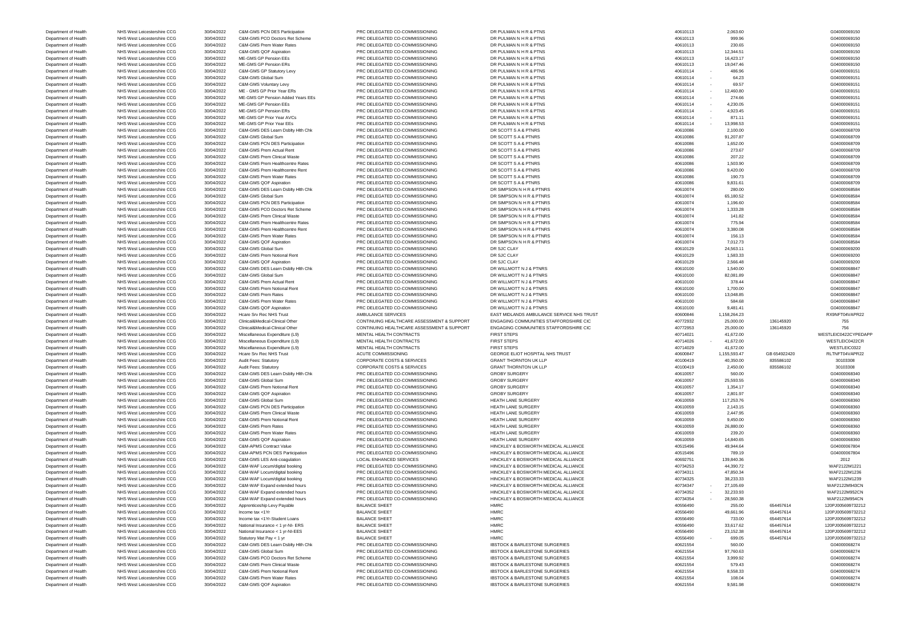| | | | | | | | | | |
|---|---|---|---|---|---|---|---|---|---|
| Department of Health | NHS West Leicestershire CCG | 30/04/2022 | C&M-GMS PCN DES Participation | PRC DELEGATED CO-COMMISSIONING | DR PULMAN N H R & PTNS | 40610113 | 2,063.60 | | G04000069150 |
| Department of Health | NHS West Leicestershire CCG | 30/04/2022 | C&M-GMS PCO Doctors Ret Scheme | PRC DELEGATED CO-COMMISSIONING | DR PULMAN N H R & PTNS | 40610113 | 999.96 | | G04000069150 |
| Department of Health | NHS West Leicestershire CCG | 30/04/2022 | C&M-GMS Prem Water Rates | PRC DELEGATED CO-COMMISSIONING | DR PULMAN N H R & PTNS | 40610113 | 230.65 | | G04000069150 |
| Department of Health | NHS West Leicestershire CCG | 30/04/2022 | C&M-GMS QOF Aspiration | PRC DELEGATED CO-COMMISSIONING | DR PULMAN N H R & PTNS | 40610113 | 12,344.51 | | G04000069150 |
| Department of Health | NHS West Leicestershire CCG | 30/04/2022 | ME-GMS GP Pension EEs | PRC DELEGATED CO-COMMISSIONING | DR PULMAN N H R & PTNS | 40610113 | 16,423.17 | | G04000069150 |
| Department of Health | NHS West Leicestershire CCG | 30/04/2022 | ME-GMS GP Pension ERs | PRC DELEGATED CO-COMMISSIONING | DR PULMAN N H R & PTNS | 40610113 | 19,047.46 | | G04000069150 |
| Department of Health | NHS West Leicestershire CCG | 30/04/2022 | C&M-GMS GP Statutory Levy | PRC DELEGATED CO-COMMISSIONING | DR PULMAN N H R & PTNS | 40610114 | - 486.96 | | G04000069151 |
| Department of Health | NHS West Leicestershire CCG | 30/04/2022 | C&M-GMS Global Sum | PRC DELEGATED CO-COMMISSIONING | DR PULMAN N H R & PTNS | 40610114 | - 64.23 | | G04000069151 |
| Department of Health | NHS West Leicestershire CCG | 30/04/2022 | C&M-GMS Voluntary Levy | PRC DELEGATED CO-COMMISSIONING | DR PULMAN N H R & PTNS | 40610114 | - 69.57 | | G04000069151 |
| Department of Health | NHS West Leicestershire CCG | 30/04/2022 | ME - GMS GP Prior Year ERs | PRC DELEGATED CO-COMMISSIONING | DR PULMAN N H R & PTNS | 40610114 | - 12,460.80 | | G04000069151 |
| Department of Health | NHS West Leicestershire CCG | 30/04/2022 | ME-GMS GP Pension Added Years EEs | PRC DELEGATED CO-COMMISSIONING | DR PULMAN N H R & PTNS | 40610114 | - 274.66 | | G04000069151 |
| Department of Health | NHS West Leicestershire CCG | 30/04/2022 | ME-GMS GP Pension EEs | PRC DELEGATED CO-COMMISSIONING | DR PULMAN N H R & PTNS | 40610114 | - 4,230.05 | | G04000069151 |
| Department of Health | NHS West Leicestershire CCG | 30/04/2022 | ME-GMS GP Pension ERs | PRC DELEGATED CO-COMMISSIONING | DR PULMAN N H R & PTNS | 40610114 | - 4,923.45 | | G04000069151 |
| Department of Health | NHS West Leicestershire CCG | 30/04/2022 | ME-GMS GP Prior Year AVCs | PRC DELEGATED CO-COMMISSIONING | DR PULMAN N H R & PTNS | 40610114 | - 871.11 | | G04000069151 |
| Department of Health | NHS West Leicestershire CCG | 30/04/2022 | ME-GMS GP Prior Year EEs | PRC DELEGATED CO-COMMISSIONING | DR PULMAN N H R & PTNS | 40610114 | - 13,998.53 | | G04000069151 |
| Department of Health | NHS West Leicestershire CCG | 30/04/2022 | C&M-GMS DES Learn Dsblty Hlth Chk | PRC DELEGATED CO-COMMISSIONING | DR SCOTT S A & PTNRS | 40610086 | 2,100.00 | | G04000068709 |
| Department of Health | NHS West Leicestershire CCG | 30/04/2022 | C&M-GMS Global Sum | PRC DELEGATED CO-COMMISSIONING | DR SCOTT S A & PTNRS | 40610086 | 91,207.87 | | G04000068709 |
| Department of Health | NHS West Leicestershire CCG | 30/04/2022 | C&M-GMS PCN DES Participation | PRC DELEGATED CO-COMMISSIONING | DR SCOTT S A & PTNRS | 40610086 | 1,652.00 | | G04000068709 |
| Department of Health | NHS West Leicestershire CCG | 30/04/2022 | C&M-GMS Prem Actual Rent | PRC DELEGATED CO-COMMISSIONING | DR SCOTT S A & PTNRS | 40610086 | 273.67 | | G04000068709 |
| Department of Health | NHS West Leicestershire CCG | 30/04/2022 | C&M-GMS Prem Clinical Waste | PRC DELEGATED CO-COMMISSIONING | DR SCOTT S A & PTNRS | 40610086 | 207.22 | | G04000068709 |
| Department of Health | NHS West Leicestershire CCG | 30/04/2022 | C&M-GMS Prem Healthcentre Rates | PRC DELEGATED CO-COMMISSIONING | DR SCOTT S A & PTNRS | 40610086 | 1,503.90 | | G04000068709 |
| Department of Health | NHS West Leicestershire CCG | 30/04/2022 | C&M-GMS Prem Healthcentre Rent | PRC DELEGATED CO-COMMISSIONING | DR SCOTT S A & PTNRS | 40610086 | 9,420.00 | | G04000068709 |
| Department of Health | NHS West Leicestershire CCG | 30/04/2022 | C&M-GMS Prem Water Rates | PRC DELEGATED CO-COMMISSIONING | DR SCOTT S A & PTNRS | 40610086 | 190.73 | | G04000068709 |
| Department of Health | NHS West Leicestershire CCG | 30/04/2022 | C&M-GMS QOF Aspiration | PRC DELEGATED CO-COMMISSIONING | DR SCOTT S A & PTNRS | 40610086 | 9,831.61 | | G04000068709 |
| Department of Health | NHS West Leicestershire CCG | 30/04/2022 | C&M-GMS DES Learn Dsblty Hlth Chk | PRC DELEGATED CO-COMMISSIONING | DR SIMPSON N H R & PTNRS | 40610074 | 280.00 | | G04000068584 |
| Department of Health | NHS West Leicestershire CCG | 30/04/2022 | C&M-GMS Global Sum | PRC DELEGATED CO-COMMISSIONING | DR SIMPSON N H R & PTNRS | 40610074 | 65,180.52 | | G04000068584 |
| Department of Health | NHS West Leicestershire CCG | 30/04/2022 | C&M-GMS PCN DES Participation | PRC DELEGATED CO-COMMISSIONING | DR SIMPSON N H R & PTNRS | 40610074 | 1,196.60 | | G04000068584 |
| Department of Health | NHS West Leicestershire CCG | 30/04/2022 | C&M-GMS PCO Doctors Ret Scheme | PRC DELEGATED CO-COMMISSIONING | DR SIMPSON N H R & PTNRS | 40610074 | 1,333.28 | | G04000068584 |
| Department of Health | NHS West Leicestershire CCG | 30/04/2022 | C&M-GMS Prem Clinical Waste | PRC DELEGATED CO-COMMISSIONING | DR SIMPSON N H R & PTNRS | 40610074 | 141.82 | | G04000068584 |
| Department of Health | NHS West Leicestershire CCG | 30/04/2022 | C&M-GMS Prem Healthcentre Rates | PRC DELEGATED CO-COMMISSIONING | DR SIMPSON N H R & PTNRS | 40610074 | 775.94 | | G04000068584 |
| Department of Health | NHS West Leicestershire CCG | 30/04/2022 | C&M-GMS Prem Healthcentre Rent | PRC DELEGATED CO-COMMISSIONING | DR SIMPSON N H R & PTNRS | 40610074 | 3,380.08 | | G04000068584 |
| Department of Health | NHS West Leicestershire CCG | 30/04/2022 | C&M-GMS Prem Water Rates | PRC DELEGATED CO-COMMISSIONING | DR SIMPSON N H R & PTNRS | 40610074 | 156.13 | | G04000068584 |
| Department of Health | NHS West Leicestershire CCG | 30/04/2022 | C&M-GMS QOF Aspiration | PRC DELEGATED CO-COMMISSIONING | DR SIMPSON N H R & PTNRS | 40610074 | 7,012.73 | | G04000068584 |
| Department of Health | NHS West Leicestershire CCG | 30/04/2022 | C&M-GMS Global Sum | PRC DELEGATED CO-COMMISSIONING | DR SJC CLAY | 40610129 | 24,563.11 | | G04000069200 |
| Department of Health | NHS West Leicestershire CCG | 30/04/2022 | C&M-GMS Prem Notional Rent | PRC DELEGATED CO-COMMISSIONING | DR SJC CLAY | 40610129 | 1,583.33 | | G04000069200 |
| Department of Health | NHS West Leicestershire CCG | 30/04/2022 | C&M-GMS QOF Aspiration | PRC DELEGATED CO-COMMISSIONING | DR SJC CLAY | 40610129 | 2,566.48 | | G04000069200 |
| Department of Health | NHS West Leicestershire CCG | 30/04/2022 | C&M-GMS DES Learn Dsblty Hlth Chk | PRC DELEGATED CO-COMMISSIONING | DR WILLMOTT N J & PTNRS | 40610100 | 1,540.00 | | G04000068847 |
| Department of Health | NHS West Leicestershire CCG | 30/04/2022 | C&M-GMS Global Sum | PRC DELEGATED CO-COMMISSIONING | DR WILLMOTT N J & PTNRS | 40610100 | 82,081.89 | | G04000068847 |
| Department of Health | NHS West Leicestershire CCG | 30/04/2022 | C&M-GMS Prem Actual Rent | PRC DELEGATED CO-COMMISSIONING | DR WILLMOTT N J & PTNRS | 40610100 | 378.44 | | G04000068847 |
| Department of Health | NHS West Leicestershire CCG | 30/04/2022 | C&M-GMS Prem Notional Rent | PRC DELEGATED CO-COMMISSIONING | DR WILLMOTT N J & PTNRS | 40610100 | 1,700.00 | | G04000068847 |
| Department of Health | NHS West Leicestershire CCG | 30/04/2022 | C&M-GMS Prem Rates | PRC DELEGATED CO-COMMISSIONING | DR WILLMOTT N J & PTNRS | 40610100 | 13,048.85 | | G04000068847 |
| Department of Health | NHS West Leicestershire CCG | 30/04/2022 | C&M-GMS Prem Water Rates | PRC DELEGATED CO-COMMISSIONING | DR WILLMOTT N J & PTNRS | 40610100 | 584.68 | | G04000068847 |
| Department of Health | NHS West Leicestershire CCG | 30/04/2022 | C&M-GMS QOF Aspiration | PRC DELEGATED CO-COMMISSIONING | DR WILLMOTT N J & PTNRS | 40610100 | 9,481.41 | | G04000068847 |
| Department of Health | NHS West Leicestershire CCG | 30/04/2022 | Hcare Srv Rec NHS Trust | AMBULANCE SERVICES | EAST MIDLANDS AMBULANCE SERVICE NHS TRUST | 40600846 | 1,158,264.23 | | RX9NFT04VAPR22 |
| Department of Health | NHS West Leicestershire CCG | 30/04/2022 | Clinical&Medical-Clinical Other | CONTINUING HEALTHCARE ASSESSMENT & SUPPORT | ENGAGING COMMUNITIES STAFFORDSHIRE CIC | 40772932 | 25,000.00 | 136145920 | 755 |
| Department of Health | NHS West Leicestershire CCG | 30/04/2022 | Clinical&Medical-Clinical Other | CONTINUING HEALTHCARE ASSESSMENT & SUPPORT | ENGAGING COMMUNITIES STAFFORDSHIRE CIC | 40772953 | 25,000.00 | 136145920 | 756 |
| Department of Health | NHS West Leicestershire CCG | 30/04/2022 | Miscellaneous Expenditure (L9) | MENTAL HEALTH CONTRACTS | FIRST STEPS | 40714021 | 41,672.00 | | WESTLEIC0422CYPEDAPP |
| Department of Health | NHS West Leicestershire CCG | 30/04/2022 | Miscellaneous Expenditure (L9) | MENTAL HEALTH CONTRACTS | FIRST STEPS | 40714026 | - 41,672.00 | | WESTLEIC0422CR |
| Department of Health | NHS West Leicestershire CCG | 30/04/2022 | Miscellaneous Expenditure (L9) | MENTAL HEALTH CONTRACTS | FIRST STEPS | 40714029 | 41,672.00 | | WESTLEIC0322 |
| Department of Health | NHS West Leicestershire CCG | 30/04/2022 | Hcare Srv Rec NHS Trust | ACUTE COMMISSIONING | GEORGE ELIOT HOSPITAL NHS TRUST | 40600847 | 1,155,593.47 | GB 654922420 | RLTNFT04VAPR22 |
| Department of Health | NHS West Leicestershire CCG | 30/04/2022 | Audit Fees: Statutory | CORPORATE COSTS & SERVICES | GRANT THORNTON UK LLP | 40100419 | 40,350.00 | 835586102 | 30103308 |
| Department of Health | NHS West Leicestershire CCG | 30/04/2022 | Audit Fees: Statutory | CORPORATE COSTS & SERVICES | GRANT THORNTON UK LLP | 40100419 | 2,450.00 | 835586102 | 30103308 |
| Department of Health | NHS West Leicestershire CCG | 30/04/2022 | C&M-GMS DES Learn Dsblty Hlth Chk | PRC DELEGATED CO-COMMISSIONING | GROBY SURGERY | 40610057 | 560.00 | | G04000068340 |
| Department of Health | NHS West Leicestershire CCG | 30/04/2022 | C&M-GMS Global Sum | PRC DELEGATED CO-COMMISSIONING | GROBY SURGERY | 40610057 | 25,593.55 | | G04000068340 |
| Department of Health | NHS West Leicestershire CCG | 30/04/2022 | C&M-GMS Prem Notional Rent | PRC DELEGATED CO-COMMISSIONING | GROBY SURGERY | 40610057 | 1,354.17 | | G04000068340 |
| Department of Health | NHS West Leicestershire CCG | 30/04/2022 | C&M-GMS QOF Aspiration | PRC DELEGATED CO-COMMISSIONING | GROBY SURGERY | 40610057 | 2,801.97 | | G04000068340 |
| Department of Health | NHS West Leicestershire CCG | 30/04/2022 | C&M-GMS Global Sum | PRC DELEGATED CO-COMMISSIONING | HEATH LANE SURGERY | 40610059 | 117,253.76 | | G04000068360 |
| Department of Health | NHS West Leicestershire CCG | 30/04/2022 | C&M-GMS PCN DES Participation | PRC DELEGATED CO-COMMISSIONING | HEATH LANE SURGERY | 40610059 | 2,143.15 | | G04000068360 |
| Department of Health | NHS West Leicestershire CCG | 30/04/2022 | C&M-GMS Prem Clinical Waste | PRC DELEGATED CO-COMMISSIONING | HEATH LANE SURGERY | 40610059 | 2,447.95 | | G04000068360 |
| Department of Health | NHS West Leicestershire CCG | 30/04/2022 | C&M-GMS Prem Notional Rent | PRC DELEGATED CO-COMMISSIONING | HEATH LANE SURGERY | 40610059 | 9,450.00 | | G04000068360 |
| Department of Health | NHS West Leicestershire CCG | 30/04/2022 | C&M-GMS Prem Rates | PRC DELEGATED CO-COMMISSIONING | HEATH LANE SURGERY | 40610059 | 26,880.00 | | G04000068360 |
| Department of Health | NHS West Leicestershire CCG | 30/04/2022 | C&M-GMS Prem Water Rates | PRC DELEGATED CO-COMMISSIONING | HEATH LANE SURGERY | 40610059 | 239.20 | | G04000068360 |
| Department of Health | NHS West Leicestershire CCG | 30/04/2022 | C&M-GMS QOF Aspiration | PRC DELEGATED CO-COMMISSIONING | HEATH LANE SURGERY | 40610059 | 14,840.65 | | G04000068360 |
| Department of Health | NHS West Leicestershire CCG | 30/04/2022 | C&M-APMS Contract Value | PRC DELEGATED CO-COMMISSIONING | HINCKLEY & BOSWORTH MEDICAL ALLIANCE | 40515496 | 49,944.64 | | G04000067804 |
| Department of Health | NHS West Leicestershire CCG | 30/04/2022 | C&M-APMS PCN DES Participation | PRC DELEGATED CO-COMMISSIONING | HINCKLEY & BOSWORTH MEDICAL ALLIANCE | 40515496 | 789.19 | | G04000067804 |
| Department of Health | NHS West Leicestershire CCG | 30/04/2022 | C&M-GMS LES Anti-coagulation | LOCAL ENHANCED SERVICES | HINCKLEY & BOSWORTH MEDICAL ALLIANCE | 40692751 | 139,840.36 | | 2012 |
| Department of Health | NHS West Leicestershire CCG | 30/04/2022 | C&M-WAF Locum/digital booking | PRC DELEGATED CO-COMMISSIONING | HINCKLEY & BOSWORTH MEDICAL ALLIANCE | 40734253 | 44,390.72 | | WAF2122M1221 |
| Department of Health | NHS West Leicestershire CCG | 30/04/2022 | C&M-WAF Locum/digital booking | PRC DELEGATED CO-COMMISSIONING | HINCKLEY & BOSWORTH MEDICAL ALLIANCE | 40734311 | 47,850.34 | | WAF2122M1236 |
| Department of Health | NHS West Leicestershire CCG | 30/04/2022 | C&M-WAF Locum/digital booking | PRC DELEGATED CO-COMMISSIONING | HINCKLEY & BOSWORTH MEDICAL ALLIANCE | 40734325 | 38,233.33 | | WAF2122M1239 |
| Department of Health | NHS West Leicestershire CCG | 30/04/2022 | C&M-WAF Expand extended hours | PRC DELEGATED CO-COMMISSIONING | HINCKLEY & BOSWORTH MEDICAL ALLIANCE | 40734347 | - 27,105.69 | | WAF2122M943CN |
| Department of Health | NHS West Leicestershire CCG | 30/04/2022 | C&M-WAF Expand extended hours | PRC DELEGATED CO-COMMISSIONING | HINCKLEY & BOSWORTH MEDICAL ALLIANCE | 40734352 | - 32,233.93 | | WAF2122M952CN |
| Department of Health | NHS West Leicestershire CCG | 30/04/2022 | C&M-WAF Expand extended hours | PRC DELEGATED CO-COMMISSIONING | HINCKLEY & BOSWORTH MEDICAL ALLIANCE | 40734354 | - 28,560.38 | | WAF2122M954CN |
| Department of Health | NHS West Leicestershire CCG | 30/04/2022 | Apprenticeship Levy Payable | BALANCE SHEET | HMRC | 40556490 | 255.00 | 654457614 | 120PJ005699732212 |
| Department of Health | NHS West Leicestershire CCG | 30/04/2022 | Income tax <1Yr | BALANCE SHEET | HMRC | 40556490 | 49,661.96 | 654457614 | 120PJ005699732212 |
| Department of Health | NHS West Leicestershire CCG | 30/04/2022 | Income tax <1Yr-Student Loans | BALANCE SHEET | HMRC | 40556490 | 733.00 | 654457614 | 120PJ005699732212 |
| Department of Health | NHS West Leicestershire CCG | 30/04/2022 | National Insurance < 1 yr-NI- ERS | BALANCE SHEET | HMRC | 40556490 | 33,617.62 | 654457614 | 120PJ005699732212 |
| Department of Health | NHS West Leicestershire CCG | 30/04/2022 | National Insurance < 1 yr-NI-EES | BALANCE SHEET | HMRC | 40556490 | 23,152.38 | 654457614 | 120PJ005699732212 |
| Department of Health | NHS West Leicestershire CCG | 30/04/2022 | Statutory Mat Pay < 1 yr | BALANCE SHEET | HMRC | 40556490 | - 699.05 | 654457614 | 120PJ005699732212 |
| Department of Health | NHS West Leicestershire CCG | 30/04/2022 | C&M-GMS DES Learn Dsblty Hlth Chk | PRC DELEGATED CO-COMMISSIONING | IBSTOCK & BARLESTONE SURGERIES | 40621554 | 560.00 | | G04000068274 |
| Department of Health | NHS West Leicestershire CCG | 30/04/2022 | C&M-GMS Global Sum | PRC DELEGATED CO-COMMISSIONING | IBSTOCK & BARLESTONE SURGERIES | 40621554 | 97,760.63 | | G04000068274 |
| Department of Health | NHS West Leicestershire CCG | 30/04/2022 | C&M-GMS PCO Doctors Ret Scheme | PRC DELEGATED CO-COMMISSIONING | IBSTOCK & BARLESTONE SURGERIES | 40621554 | 3,999.92 | | G04000068274 |
| Department of Health | NHS West Leicestershire CCG | 30/04/2022 | C&M-GMS Prem Clinical Waste | PRC DELEGATED CO-COMMISSIONING | IBSTOCK & BARLESTONE SURGERIES | 40621554 | 579.43 | | G04000068274 |
| Department of Health | NHS West Leicestershire CCG | 30/04/2022 | C&M-GMS Prem Notional Rent | PRC DELEGATED CO-COMMISSIONING | IBSTOCK & BARLESTONE SURGERIES | 40621554 | 8,558.33 | | G04000068274 |
| Department of Health | NHS West Leicestershire CCG | 30/04/2022 | C&M-GMS Prem Water Rates | PRC DELEGATED CO-COMMISSIONING | IBSTOCK & BARLESTONE SURGERIES | 40621554 | 108.04 | | G04000068274 |
| Department of Health | NHS West Leicestershire CCG | 30/04/2022 | C&M-GMS QOF Aspiration | PRC DELEGATED CO-COMMISSIONING | IBSTOCK & BARLESTONE SURGERIES | 40621554 | 9,581.98 | | G04000068274 |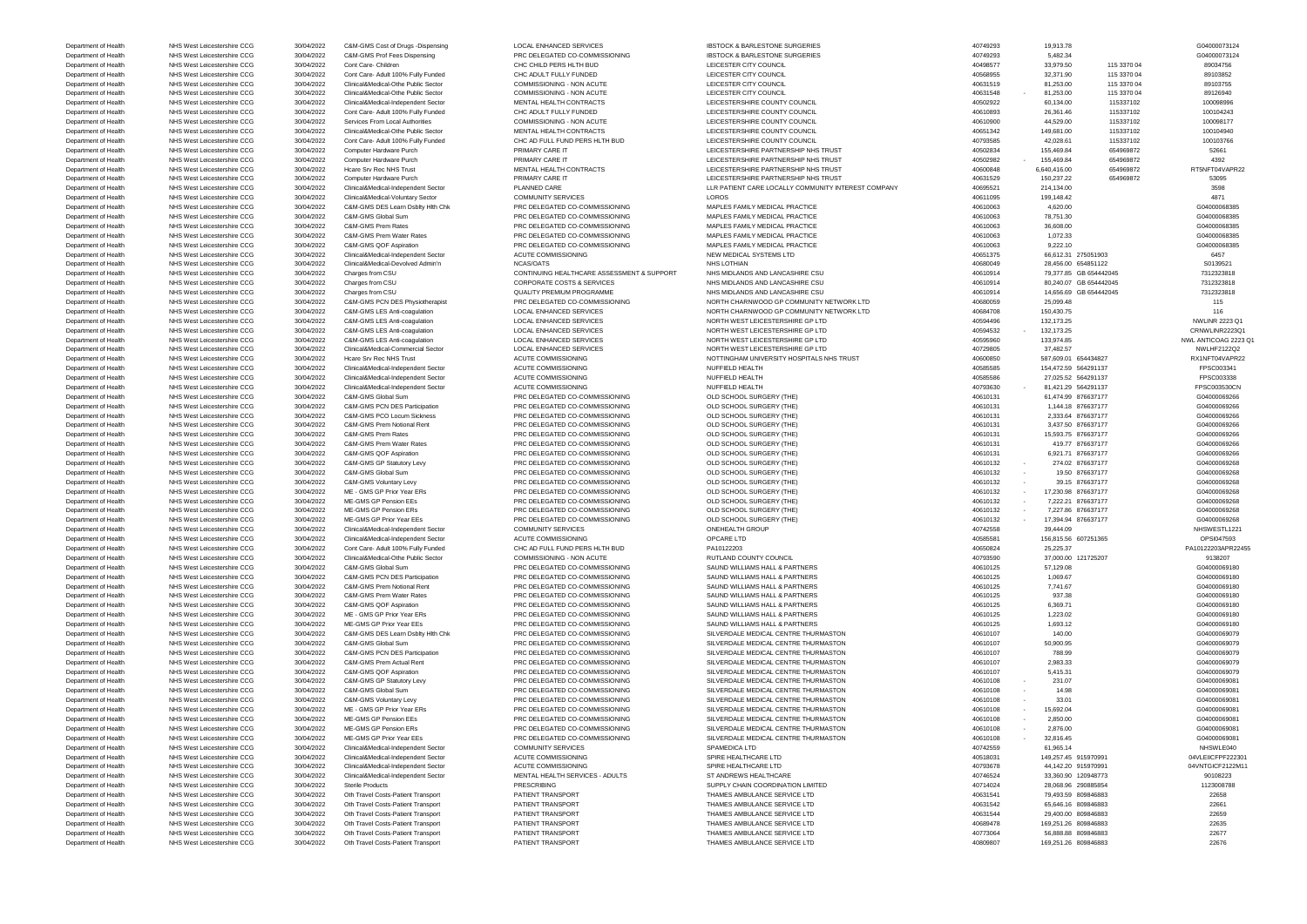| | | | | | | | | | |
|---|---|---|---|---|---|---|---|---|---|
| Department of Health | NHS West Leicestershire CCG | 30/04/2022 | C&M-GMS Cost of Drugs -Dispensing | LOCAL ENHANCED SERVICES | IBSTOCK & BARLESTONE SURGERIES | 40749293 | 19,913.78 | | G04000073124 |
| Department of Health | NHS West Leicestershire CCG | 30/04/2022 | C&M-GMS Prof Fees Dispensing | PRC DELEGATED CO-COMMISSIONING | IBSTOCK & BARLESTONE SURGERIES | 40749293 | 5,482.34 | | G04000073124 |
| Department of Health | NHS West Leicestershire CCG | 30/04/2022 | Cont Care- Children | CHC CHILD PERS HLTH BUD | LEICESTER CITY COUNCIL | 40498577 | 33,979.50 | 115 3370 04 | 89034756 |
| Department of Health | NHS West Leicestershire CCG | 30/04/2022 | Cont Care- Adult 100% Fully Funded | CHC ADULT FULLY FUNDED | LEICESTER CITY COUNCIL | 40568955 | 32,371.90 | 115 3370 04 | 89103852 |
| Department of Health | NHS West Leicestershire CCG | 30/04/2022 | Clinical&Medical-Othe Public Sector | COMMISSIONING - NON ACUTE | LEICESTER CITY COUNCIL | 40631519 | 81,253.00 | 115 3370 04 | 89103755 |
| Department of Health | NHS West Leicestershire CCG | 30/04/2022 | Clinical&Medical-Othe Public Sector | COMMISSIONING - NON ACUTE | LEICESTER CITY COUNCIL | 40631548 | - 81,253.00 | 115 3370 04 | 89126940 |
| Department of Health | NHS West Leicestershire CCG | 30/04/2022 | Clinical&Medical-Independent Sector | MENTAL HEALTH CONTRACTS | LEICESTERSHIRE COUNTY COUNCIL | 40502922 | 60,134.00 | 115337102 | 100098996 |
| Department of Health | NHS West Leicestershire CCG | 30/04/2022 | Cont Care- Adult 100% Fully Funded | CHC ADULT FULLY FUNDED | LEICESTERSHIRE COUNTY COUNCIL | 40610893 | 26,361.46 | 115337102 | 100104243 |
| Department of Health | NHS West Leicestershire CCG | 30/04/2022 | Services From Local Authorities | COMMISSIONING - NON ACUTE | LEICESTERSHIRE COUNTY COUNCIL | 40610900 | 44,529.00 | 115337102 | 100098177 |
| Department of Health | NHS West Leicestershire CCG | 30/04/2022 | Clinical&Medical-Othe Public Sector | MENTAL HEALTH CONTRACTS | LEICESTERSHIRE COUNTY COUNCIL | 40651342 | 149,681.00 | 115337102 | 100104940 |
| Department of Health | NHS West Leicestershire CCG | 30/04/2022 | Cont Care- Adult 100% Fully Funded | CHC AD FULL FUND PERS HLTH BUD | LEICESTERSHIRE COUNTY COUNCIL | 40793585 | 42,028.61 | 115337102 | 100103766 |
| Department of Health | NHS West Leicestershire CCG | 30/04/2022 | Computer Hardware Purch | PRIMARY CARE IT | LEICESTERSHIRE PARTNERSHIP NHS TRUST | 40502834 | 155,469.84 | 654969872 | 52661 |
| Department of Health | NHS West Leicestershire CCG | 30/04/2022 | Computer Hardware Purch | PRIMARY CARE IT | LEICESTERSHIRE PARTNERSHIP NHS TRUST | 40502982 | - 155,469.84 | 654969872 | 4392 |
| Department of Health | NHS West Leicestershire CCG | 30/04/2022 | Hcare Srv Rec NHS Trust | MENTAL HEALTH CONTRACTS | LEICESTERSHIRE PARTNERSHIP NHS TRUST | 40600848 | 6,640,416.00 | 654969872 | RT5NFT04VAPR22 |
| Department of Health | NHS West Leicestershire CCG | 30/04/2022 | Computer Hardware Purch | PRIMARY CARE IT | LEICESTERSHIRE PARTNERSHIP NHS TRUST | 40631529 | 150,237.22 | 654969872 | 53095 |
| Department of Health | NHS West Leicestershire CCG | 30/04/2022 | Clinical&Medical-Independent Sector | PLANNED CARE | LLR PATIENT CARE LOCALLY COMMUNITY INTEREST COMPANY | 40695521 | 214,134.00 | | 3598 |
| Department of Health | NHS West Leicestershire CCG | 30/04/2022 | Clinical&Medical-Voluntary Sector | COMMUNITY SERVICES | LOROS | 40611095 | 199,148.42 | | 4871 |
| Department of Health | NHS West Leicestershire CCG | 30/04/2022 | C&M-GMS DES Learn Dsblty Hlth Chk | PRC DELEGATED CO-COMMISSIONING | MAPLES FAMILY MEDICAL PRACTICE | 40610063 | 4,620.00 | | G04000068385 |
| Department of Health | NHS West Leicestershire CCG | 30/04/2022 | C&M-GMS Global Sum | PRC DELEGATED CO-COMMISSIONING | MAPLES FAMILY MEDICAL PRACTICE | 40610063 | 78,751.30 | | G04000068385 |
| Department of Health | NHS West Leicestershire CCG | 30/04/2022 | C&M-GMS Prem Rates | PRC DELEGATED CO-COMMISSIONING | MAPLES FAMILY MEDICAL PRACTICE | 40610063 | 36,608.00 | | G04000068385 |
| Department of Health | NHS West Leicestershire CCG | 30/04/2022 | C&M-GMS Prem Water Rates | PRC DELEGATED CO-COMMISSIONING | MAPLES FAMILY MEDICAL PRACTICE | 40610063 | 1,072.33 | | G04000068385 |
| Department of Health | NHS West Leicestershire CCG | 30/04/2022 | C&M-GMS QOF Aspiration | PRC DELEGATED CO-COMMISSIONING | MAPLES FAMILY MEDICAL PRACTICE | 40610063 | 9,222.10 | | G04000068385 |
| Department of Health | NHS West Leicestershire CCG | 30/04/2022 | Clinical&Medical-Independent Sector | ACUTE COMMISSIONING | NEW MEDICAL SYSTEMS LTD | 40651375 | 66,612.31 | 275051903 | 6457 |
| Department of Health | NHS West Leicestershire CCG | 30/04/2022 | Clinical&Medical-Devolved Admin'n | NCAS/OATS | NHS LOTHIAN | 40680049 | 28,456.00 | 654851122 | S0139521 |
| Department of Health | NHS West Leicestershire CCG | 30/04/2022 | Charges from CSU | CONTINUING HEALTHCARE ASSESSMENT & SUPPORT | NHS MIDLANDS AND LANCASHIRE CSU | 40610914 | 79,377.85 | GB 654442045 | 7312323818 |
| Department of Health | NHS West Leicestershire CCG | 30/04/2022 | Charges from CSU | CORPORATE COSTS & SERVICES | NHS MIDLANDS AND LANCASHIRE CSU | 40610914 | 80,240.07 | GB 654442045 | 7312323818 |
| Department of Health | NHS West Leicestershire CCG | 30/04/2022 | Charges from CSU | QUALITY PREMIUM PROGRAMME | NHS MIDLANDS AND LANCASHIRE CSU | 40610914 | 14,656.69 | GB 654442045 | 7312323818 |
| Department of Health | NHS West Leicestershire CCG | 30/04/2022 | C&M-GMS PCN DES Physiotherapist | PRC DELEGATED CO-COMMISSIONING | NORTH CHARNWOOD GP COMMUNITY NETWORK LTD | 40680059 | 25,099.48 | | 115 |
| Department of Health | NHS West Leicestershire CCG | 30/04/2022 | C&M-GMS LES Anti-coagulation | LOCAL ENHANCED SERVICES | NORTH CHARNWOOD GP COMMUNITY NETWORK LTD | 40684708 | 150,430.75 | | 116 |
| Department of Health | NHS West Leicestershire CCG | 30/04/2022 | C&M-GMS LES Anti-coagulation | LOCAL ENHANCED SERVICES | NORTH WEST LEICESTERSHIRE GP LTD | 40594496 | 132,173.25 | | NWLINR 2223 Q1 |
| Department of Health | NHS West Leicestershire CCG | 30/04/2022 | C&M-GMS LES Anti-coagulation | LOCAL ENHANCED SERVICES | NORTH WEST LEICESTERSHIRE GP LTD | 40594532 | - 132,173.25 | | CRNWLINR2223Q1 |
| Department of Health | NHS West Leicestershire CCG | 30/04/2022 | C&M-GMS LES Anti-coagulation | LOCAL ENHANCED SERVICES | NORTH WEST LEICESTERSHIRE GP LTD | 40595960 | 133,974.85 | | NWL ANTICOAG 2223 Q1 |
| Department of Health | NHS West Leicestershire CCG | 30/04/2022 | Clinical&Medical-Commercial Sector | LOCAL ENHANCED SERVICES | NORTH WEST LEICESTERSHIRE GP LTD | 40729805 | 37,482.57 | | NWLHF2122Q2 |
| Department of Health | NHS West Leicestershire CCG | 30/04/2022 | Hcare Srv Rec NHS Trust | ACUTE COMMISSIONING | NOTTINGHAM UNIVERSITY HOSPITALS NHS TRUST | 40600850 | 587,609.01 | 654434827 | RX1NFT04VAPR22 |
| Department of Health | NHS West Leicestershire CCG | 30/04/2022 | Clinical&Medical-Independent Sector | ACUTE COMMISSIONING | NUFFIELD HEALTH | 40585585 | 154,472.59 | 564291137 | FPSC003341 |
| Department of Health | NHS West Leicestershire CCG | 30/04/2022 | Clinical&Medical-Independent Sector | ACUTE COMMISSIONING | NUFFIELD HEALTH | 40585586 | 27,025.52 | 564291137 | FPSC003338 |
| Department of Health | NHS West Leicestershire CCG | 30/04/2022 | Clinical&Medical-Independent Sector | ACUTE COMMISSIONING | NUFFIELD HEALTH | 40793630 | - 81,421.29 | 564291137 | FPSC003530CN |
| Department of Health | NHS West Leicestershire CCG | 30/04/2022 | C&M-GMS Global Sum | PRC DELEGATED CO-COMMISSIONING | OLD SCHOOL SURGERY (THE) | 40610131 | 61,474.99 | 876637177 | G04000069266 |
| Department of Health | NHS West Leicestershire CCG | 30/04/2022 | C&M-GMS PCN DES Participation | PRC DELEGATED CO-COMMISSIONING | OLD SCHOOL SURGERY (THE) | 40610131 | 1,144.18 | 876637177 | G04000069266 |
| Department of Health | NHS West Leicestershire CCG | 30/04/2022 | C&M-GMS PCO Locum Sickness | PRC DELEGATED CO-COMMISSIONING | OLD SCHOOL SURGERY (THE) | 40610131 | 2,333.64 | 876637177 | G04000069266 |
| Department of Health | NHS West Leicestershire CCG | 30/04/2022 | C&M-GMS Prem Notional Rent | PRC DELEGATED CO-COMMISSIONING | OLD SCHOOL SURGERY (THE) | 40610131 | 3,437.50 | 876637177 | G04000069266 |
| Department of Health | NHS West Leicestershire CCG | 30/04/2022 | C&M-GMS Prem Rates | PRC DELEGATED CO-COMMISSIONING | OLD SCHOOL SURGERY (THE) | 40610131 | 15,593.75 | 876637177 | G04000069266 |
| Department of Health | NHS West Leicestershire CCG | 30/04/2022 | C&M-GMS Prem Water Rates | PRC DELEGATED CO-COMMISSIONING | OLD SCHOOL SURGERY (THE) | 40610131 | 419.77 | 876637177 | G04000069266 |
| Department of Health | NHS West Leicestershire CCG | 30/04/2022 | C&M-GMS QOF Aspiration | PRC DELEGATED CO-COMMISSIONING | OLD SCHOOL SURGERY (THE) | 40610131 | 6,921.71 | 876637177 | G04000069266 |
| Department of Health | NHS West Leicestershire CCG | 30/04/2022 | C&M-GMS GP Statutory Levy | PRC DELEGATED CO-COMMISSIONING | OLD SCHOOL SURGERY (THE) | 40610132 | - 274.02 | 876637177 | G04000069268 |
| Department of Health | NHS West Leicestershire CCG | 30/04/2022 | C&M-GMS Global Sum | PRC DELEGATED CO-COMMISSIONING | OLD SCHOOL SURGERY (THE) | 40610132 | - 19.50 | 876637177 | G04000069268 |
| Department of Health | NHS West Leicestershire CCG | 30/04/2022 | C&M-GMS Voluntary Levy | PRC DELEGATED CO-COMMISSIONING | OLD SCHOOL SURGERY (THE) | 40610132 | - 39.15 | 876637177 | G04000069268 |
| Department of Health | NHS West Leicestershire CCG | 30/04/2022 | ME - GMS GP Prior Year ERs | PRC DELEGATED CO-COMMISSIONING | OLD SCHOOL SURGERY (THE) | 40610132 | - 17,230.98 | 876637177 | G04000069268 |
| Department of Health | NHS West Leicestershire CCG | 30/04/2022 | ME-GMS GP Pension EEs | PRC DELEGATED CO-COMMISSIONING | OLD SCHOOL SURGERY (THE) | 40610132 | - 7,222.21 | 876637177 | G04000069268 |
| Department of Health | NHS West Leicestershire CCG | 30/04/2022 | ME-GMS GP Pension ERs | PRC DELEGATED CO-COMMISSIONING | OLD SCHOOL SURGERY (THE) | 40610132 | - 7,227.86 | 876637177 | G04000069268 |
| Department of Health | NHS West Leicestershire CCG | 30/04/2022 | ME-GMS GP Prior Year EEs | PRC DELEGATED CO-COMMISSIONING | OLD SCHOOL SURGERY (THE) | 40610132 | - 17,394.94 | 876637177 | G04000069268 |
| Department of Health | NHS West Leicestershire CCG | 30/04/2022 | Clinical&Medical-Independent Sector | COMMUNITY SERVICES | ONEHEALTH GROUP | 40742558 | 39,444.09 | | NHSWESTL1221 |
| Department of Health | NHS West Leicestershire CCG | 30/04/2022 | Clinical&Medical-Independent Sector | ACUTE COMMISSIONING | OPCARE LTD | 40585581 | 156,815.56 | 607251365 | OPSI047593 |
| Department of Health | NHS West Leicestershire CCG | 30/04/2022 | Cont Care- Adult 100% Fully Funded | CHC AD FULL FUND PERS HLTH BUD | PA10122203 | 40650824 | 25,225.37 | | PA10122203APR22455 |
| Department of Health | NHS West Leicestershire CCG | 30/04/2022 | Clinical&Medical-Othe Public Sector | COMMISSIONING - NON ACUTE | RUTLAND COUNTY COUNCIL | 40793590 | 37,000.00 | 121725207 | 9138207 |
| Department of Health | NHS West Leicestershire CCG | 30/04/2022 | C&M-GMS Global Sum | PRC DELEGATED CO-COMMISSIONING | SAUND WILLIAMS HALL & PARTNERS | 40610125 | 57,129.08 | | G04000069180 |
| Department of Health | NHS West Leicestershire CCG | 30/04/2022 | C&M-GMS PCN DES Participation | PRC DELEGATED CO-COMMISSIONING | SAUND WILLIAMS HALL & PARTNERS | 40610125 | 1,069.67 | | G04000069180 |
| Department of Health | NHS West Leicestershire CCG | 30/04/2022 | C&M-GMS Prem Notional Rent | PRC DELEGATED CO-COMMISSIONING | SAUND WILLIAMS HALL & PARTNERS | 40610125 | 7,741.67 | | G04000069180 |
| Department of Health | NHS West Leicestershire CCG | 30/04/2022 | C&M-GMS Prem Water Rates | PRC DELEGATED CO-COMMISSIONING | SAUND WILLIAMS HALL & PARTNERS | 40610125 | 937.38 | | G04000069180 |
| Department of Health | NHS West Leicestershire CCG | 30/04/2022 | C&M-GMS QOF Aspiration | PRC DELEGATED CO-COMMISSIONING | SAUND WILLIAMS HALL & PARTNERS | 40610125 | 6,369.71 | | G04000069180 |
| Department of Health | NHS West Leicestershire CCG | 30/04/2022 | ME - GMS GP Prior Year ERs | PRC DELEGATED CO-COMMISSIONING | SAUND WILLIAMS HALL & PARTNERS | 40610125 | 1,223.02 | | G04000069180 |
| Department of Health | NHS West Leicestershire CCG | 30/04/2022 | ME-GMS GP Prior Year EEs | PRC DELEGATED CO-COMMISSIONING | SAUND WILLIAMS HALL & PARTNERS | 40610125 | 1,693.12 | | G04000069180 |
| Department of Health | NHS West Leicestershire CCG | 30/04/2022 | C&M-GMS DES Learn Dsblty Hlth Chk | PRC DELEGATED CO-COMMISSIONING | SILVERDALE MEDICAL CENTRE THURMASTON | 40610107 | 140.00 | | G04000069079 |
| Department of Health | NHS West Leicestershire CCG | 30/04/2022 | C&M-GMS Global Sum | PRC DELEGATED CO-COMMISSIONING | SILVERDALE MEDICAL CENTRE THURMASTON | 40610107 | 50,900.95 | | G04000069079 |
| Department of Health | NHS West Leicestershire CCG | 30/04/2022 | C&M-GMS PCN DES Participation | PRC DELEGATED CO-COMMISSIONING | SILVERDALE MEDICAL CENTRE THURMASTON | 40610107 | 788.99 | | G04000069079 |
| Department of Health | NHS West Leicestershire CCG | 30/04/2022 | C&M-GMS Prem Actual Rent | PRC DELEGATED CO-COMMISSIONING | SILVERDALE MEDICAL CENTRE THURMASTON | 40610107 | 2,983.33 | | G04000069079 |
| Department of Health | NHS West Leicestershire CCG | 30/04/2022 | C&M-GMS QOF Aspiration | PRC DELEGATED CO-COMMISSIONING | SILVERDALE MEDICAL CENTRE THURMASTON | 40610107 | 5,415.31 | | G04000069079 |
| Department of Health | NHS West Leicestershire CCG | 30/04/2022 | C&M-GMS GP Statutory Levy | PRC DELEGATED CO-COMMISSIONING | SILVERDALE MEDICAL CENTRE THURMASTON | 40610108 | - 231.07 | | G04000069081 |
| Department of Health | NHS West Leicestershire CCG | 30/04/2022 | C&M-GMS Global Sum | PRC DELEGATED CO-COMMISSIONING | SILVERDALE MEDICAL CENTRE THURMASTON | 40610108 | - 14.98 | | G04000069081 |
| Department of Health | NHS West Leicestershire CCG | 30/04/2022 | C&M-GMS Voluntary Levy | PRC DELEGATED CO-COMMISSIONING | SILVERDALE MEDICAL CENTRE THURMASTON | 40610108 | - 33.01 | | G04000069081 |
| Department of Health | NHS West Leicestershire CCG | 30/04/2022 | ME - GMS GP Prior Year ERs | PRC DELEGATED CO-COMMISSIONING | SILVERDALE MEDICAL CENTRE THURMASTON | 40610108 | - 15,692.04 | | G04000069081 |
| Department of Health | NHS West Leicestershire CCG | 30/04/2022 | ME-GMS GP Pension EEs | PRC DELEGATED CO-COMMISSIONING | SILVERDALE MEDICAL CENTRE THURMASTON | 40610108 | - 2,850.00 | | G04000069081 |
| Department of Health | NHS West Leicestershire CCG | 30/04/2022 | ME-GMS GP Pension ERs | PRC DELEGATED CO-COMMISSIONING | SILVERDALE MEDICAL CENTRE THURMASTON | 40610108 | - 2,876.00 | | G04000069081 |
| Department of Health | NHS West Leicestershire CCG | 30/04/2022 | ME-GMS GP Prior Year EEs | PRC DELEGATED CO-COMMISSIONING | SILVERDALE MEDICAL CENTRE THURMASTON | 40610108 | - 32,816.45 | | G04000069081 |
| Department of Health | NHS West Leicestershire CCG | 30/04/2022 | Clinical&Medical-Independent Sector | COMMUNITY SERVICES | SPAMEDICA LTD | 40742559 | 61,965.14 | | NHSWLE040 |
| Department of Health | NHS West Leicestershire CCG | 30/04/2022 | Clinical&Medical-Independent Sector | ACUTE COMMISSIONING | SPIRE HEALTHCARE LTD | 40518031 | 149,257.45 | 915970991 | 04VLEICFPF222301 |
| Department of Health | NHS West Leicestershire CCG | 30/04/2022 | Clinical&Medical-Independent Sector | ACUTE COMMISSIONING | SPIRE HEALTHCARE LTD | 40793678 | 44,142.20 | 915970991 | 04VNTGICF2122M11 |
| Department of Health | NHS West Leicestershire CCG | 30/04/2022 | Clinical&Medical-Independent Sector | MENTAL HEALTH SERVICES - ADULTS | ST ANDREWS HEALTHCARE | 40746524 | 33,360.90 | 120948773 | 90108223 |
| Department of Health | NHS West Leicestershire CCG | 30/04/2022 | Sterile Products | PRESCRIBING | SUPPLY CHAIN COORDINATION LIMITED | 40714024 | 28,068.96 | 290885854 | 1123008788 |
| Department of Health | NHS West Leicestershire CCG | 30/04/2022 | Oth Travel Costs-Patient Transport | PATIENT TRANSPORT | THAMES AMBULANCE SERVICE LTD | 40631541 | 79,493.59 | 809846883 | 22658 |
| Department of Health | NHS West Leicestershire CCG | 30/04/2022 | Oth Travel Costs-Patient Transport | PATIENT TRANSPORT | THAMES AMBULANCE SERVICE LTD | 40631542 | 65,646.16 | 809846883 | 22661 |
| Department of Health | NHS West Leicestershire CCG | 30/04/2022 | Oth Travel Costs-Patient Transport | PATIENT TRANSPORT | THAMES AMBULANCE SERVICE LTD | 40631544 | 29,400.00 | 809846883 | 22659 |
| Department of Health | NHS West Leicestershire CCG | 30/04/2022 | Oth Travel Costs-Patient Transport | PATIENT TRANSPORT | THAMES AMBULANCE SERVICE LTD | 40689478 | 169,251.26 | 809846883 | 22635 |
| Department of Health | NHS West Leicestershire CCG | 30/04/2022 | Oth Travel Costs-Patient Transport | PATIENT TRANSPORT | THAMES AMBULANCE SERVICE LTD | 40773064 | 56,888.88 | 809846883 | 22677 |
| Department of Health | NHS West Leicestershire CCG | 30/04/2022 | Oth Travel Costs-Patient Transport | PATIENT TRANSPORT | THAMES AMBULANCE SERVICE LTD | 40809807 | 169,251.26 | 809846883 | 22676 |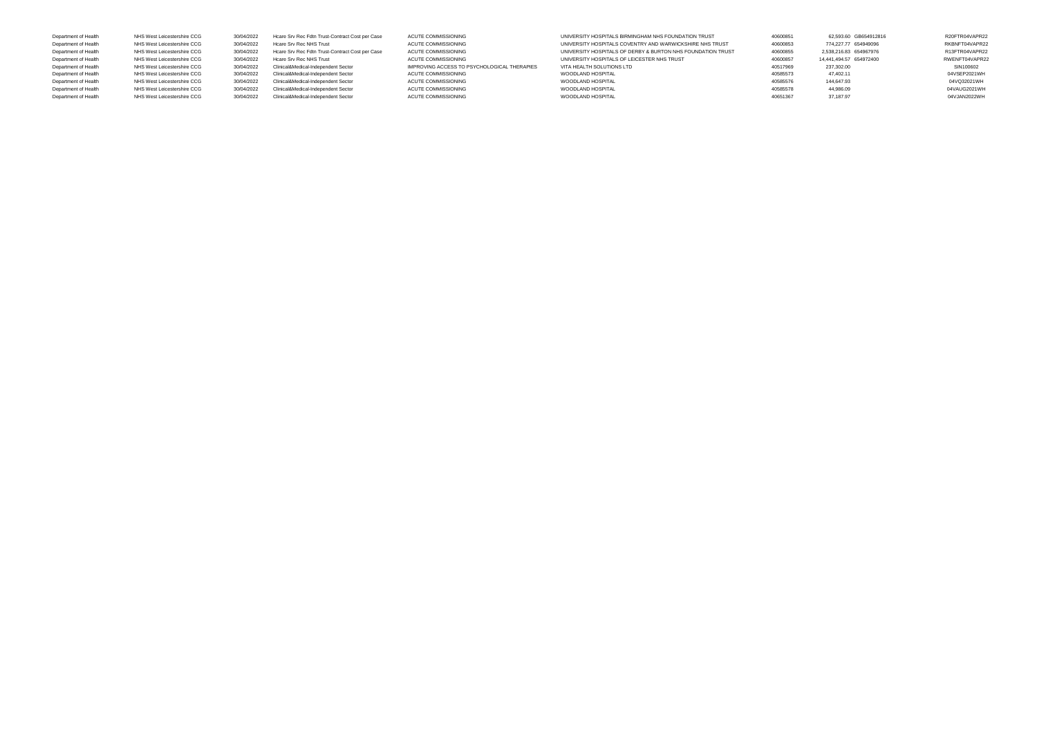| | | | | | | | | | |
|---|---|---|---|---|---|---|---|---|---|
| Department of Health | NHS West Leicestershire CCG | 30/04/2022 | Hcare Srv Rec Fdtn Trust-Contract Cost per Case | ACUTE COMMISSIONING | UNIVERSITY HOSPITALS BIRMINGHAM NHS FOUNDATION TRUST | 40600851 | 62,593.60 | GB654912816 | R20FTR04VAPR22 |
| Department of Health | NHS West Leicestershire CCG | 30/04/2022 | Hcare Srv Rec NHS Trust | ACUTE COMMISSIONING | UNIVERSITY HOSPITALS COVENTRY AND WARWICKSHIRE NHS TRUST | 40600853 | 774,227.77 | 654949096 | RKBNFT04VAPR22 |
| Department of Health | NHS West Leicestershire CCG | 30/04/2022 | Hcare Srv Rec Fdtn Trust-Contract Cost per Case | ACUTE COMMISSIONING | UNIVERSITY HOSPITALS OF DERBY & BURTON NHS FOUNDATION TRUST | 40600855 | 2,538,216.83 | 654967976 | R13FTR04VAPR22 |
| Department of Health | NHS West Leicestershire CCG | 30/04/2022 | Hcare Srv Rec NHS Trust | ACUTE COMMISSIONING | UNIVERSITY HOSPITALS OF LEICESTER NHS TRUST | 40600857 | 14,441,494.57 | 654972400 | RWENFT04VAPR22 |
| Department of Health | NHS West Leicestershire CCG | 30/04/2022 | Clinical&Medical-Independent Sector | IMPROVING ACCESS TO PSYCHOLOGICAL THERAPIES | VITA HEALTH SOLUTIONS LTD | 40517969 | 237,302.00 | | SIN100602 |
| Department of Health | NHS West Leicestershire CCG | 30/04/2022 | Clinical&Medical-Independent Sector | ACUTE COMMISSIONING | WOODLAND HOSPITAL | 40585573 | 47,402.11 | | 04VSEP2021WH |
| Department of Health | NHS West Leicestershire CCG | 30/04/2022 | Clinical&Medical-Independent Sector | ACUTE COMMISSIONING | WOODLAND HOSPITAL | 40585576 | 144,647.93 | | 04VQ32021WH |
| Department of Health | NHS West Leicestershire CCG | 30/04/2022 | Clinical&Medical-Independent Sector | ACUTE COMMISSIONING | WOODLAND HOSPITAL | 40585578 | 44,986.09 | | 04VAUG2021WH |
| Department of Health | NHS West Leicestershire CCG | 30/04/2022 | Clinical&Medical-Independent Sector | ACUTE COMMISSIONING | WOODLAND HOSPITAL | 40651367 | 37,187.97 | | 04VJAN2022WH |